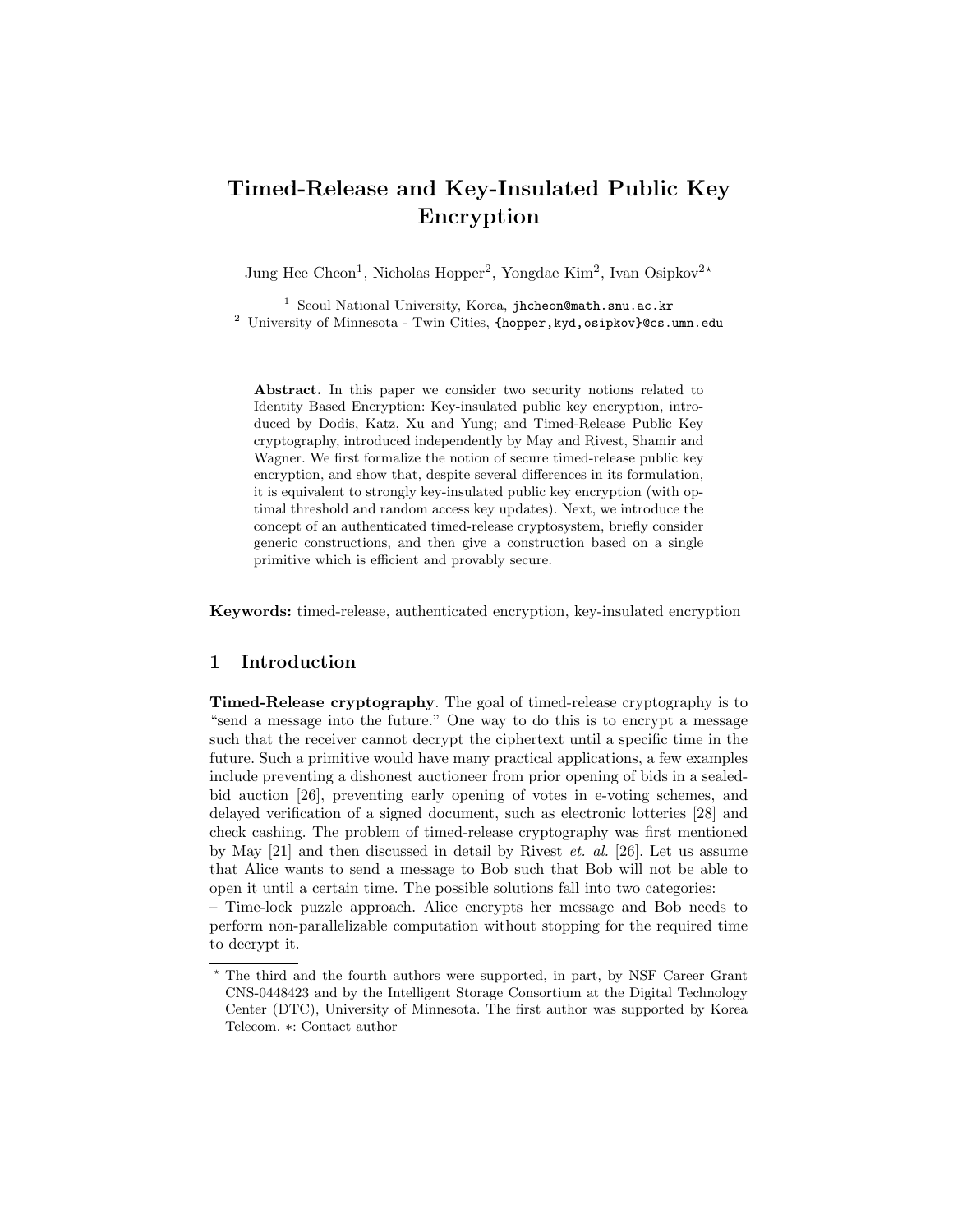# Timed-Release and Key-Insulated Public Key Encryption

Jung Hee Cheon[1], Nicholas Hopper[2], Yongdae Kim[2], Ivan Osipkov[2*]

[1] Seoul National University, Korea, jhcheon@math.snu.ac.kr
[2] University of Minnesota - Twin Cities, {hopper,kyd,osipkov}@cs.umn.edu

**Abstract.** In this paper we consider two security notions related to Identity Based Encryption: Key-insulated public key encryption, introduced by Dodis, Katz, Xu and Yung; and Timed-Release Public Key cryptography, introduced independently by May and Rivest, Shamir and Wagner. We first formalize the notion of secure timed-release public key encryption, and show that, despite several differences in its formulation, it is equivalent to strongly key-insulated public key encryption (with optimal threshold and random access key updates). Next, we introduce the concept of an authenticated timed-release cryptosystem, briefly consider generic constructions, and then give a construction based on a single primitive which is efficient and provably secure.

**Keywords:** timed-release, authenticated encryption, key-insulated encryption

## 1 Introduction

**Timed-Release cryptography**. The goal of timed-release cryptography is to "send a message into the future." One way to do this is to encrypt a message such that the receiver cannot decrypt the ciphertext until a specific time in the future. Such a primitive would have many practical applications, a few examples include preventing a dishonest auctioneer from prior opening of bids in a sealed-bid auction [26], preventing early opening of votes in e-voting schemes, and delayed verification of a signed document, such as electronic lotteries [28] and check cashing. The problem of timed-release cryptography was first mentioned by May [21] and then discussed in detail by Rivest *et. al.* [26]. Let us assume that Alice wants to send a message to Bob such that Bob will not be able to open it until a certain time. The possible solutions fall into two categories:

– Time-lock puzzle approach. Alice encrypts her message and Bob needs to perform non-parallelizable computation without stopping for the required time to decrypt it.

---

* The third and the fourth authors were supported, in part, by NSF Career Grant CNS-0448423 and by the Intelligent Storage Consortium at the Digital Technology Center (DTC), University of Minnesota. The first author was supported by Korea Telecom. ∗: Contact author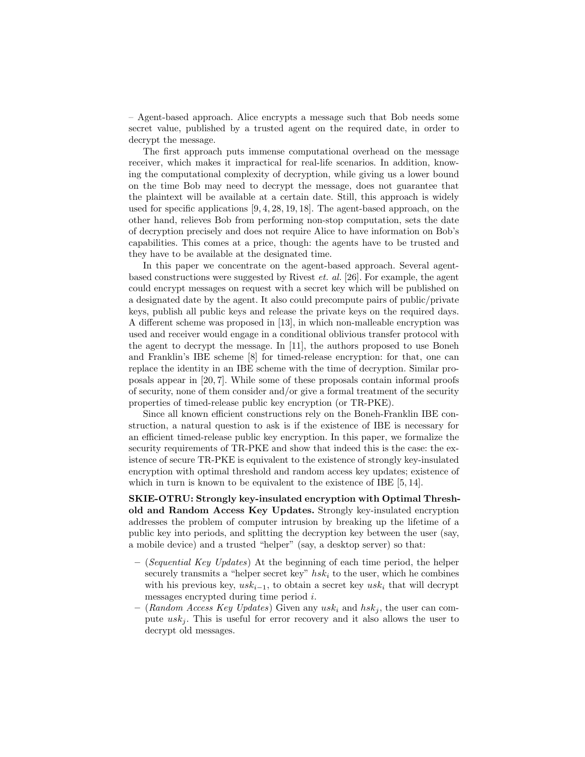– Agent-based approach. Alice encrypts a message such that Bob needs some secret value, published by a trusted agent on the required date, in order to decrypt the message.

The first approach puts immense computational overhead on the message receiver, which makes it impractical for real-life scenarios. In addition, knowing the computational complexity of decryption, while giving us a lower bound on the time Bob may need to decrypt the message, does not guarantee that the plaintext will be available at a certain date. Still, this approach is widely used for specific applications [9, 4, 28, 19, 18]. The agent-based approach, on the other hand, relieves Bob from performing non-stop computation, sets the date of decryption precisely and does not require Alice to have information on Bob's capabilities. This comes at a price, though: the agents have to be trusted and they have to be available at the designated time.

In this paper we concentrate on the agent-based approach. Several agent-based constructions were suggested by Rivest *et. al.* [26]. For example, the agent could encrypt messages on request with a secret key which will be published on a designated date by the agent. It also could precompute pairs of public/private keys, publish all public keys and release the private keys on the required days. A different scheme was proposed in [13], in which non-malleable encryption was used and receiver would engage in a conditional oblivious transfer protocol with the agent to decrypt the message. In [11], the authors proposed to use Boneh and Franklin's IBE scheme [8] for timed-release encryption: for that, one can replace the identity in an IBE scheme with the time of decryption. Similar proposals appear in [20, 7]. While some of these proposals contain informal proofs of security, none of them consider and/or give a formal treatment of the security properties of timed-release public key encryption (or TR-PKE).

Since all known efficient constructions rely on the Boneh-Franklin IBE construction, a natural question to ask is if the existence of IBE is necessary for an efficient timed-release public key encryption. In this paper, we formalize the security requirements of TR-PKE and show that indeed this is the case: the existence of secure TR-PKE is equivalent to the existence of strongly key-insulated encryption with optimal threshold and random access key updates; existence of which in turn is known to be equivalent to the existence of IBE [5, 14].

**SKIE-OTRU: Strongly key-insulated encryption with Optimal Threshold and Random Access Key Updates.** Strongly key-insulated encryption addresses the problem of computer intrusion by breaking up the lifetime of a public key into periods, and splitting the decryption key between the user (say, a mobile device) and a trusted "helper" (say, a desktop server) so that:

- (*Sequential Key Updates*) At the beginning of each time period, the helper securely transmits a "helper secret key" $hsk_i$ to the user, which he combines with his previous key, $usk_{i-1}$, to obtain a secret key $usk_i$ that will decrypt messages encrypted during time period $i$.
- (*Random Access Key Updates*) Given any $usk_i$ and $hsk_j$, the user can compute $usk_j$. This is useful for error recovery and it also allows the user to decrypt old messages.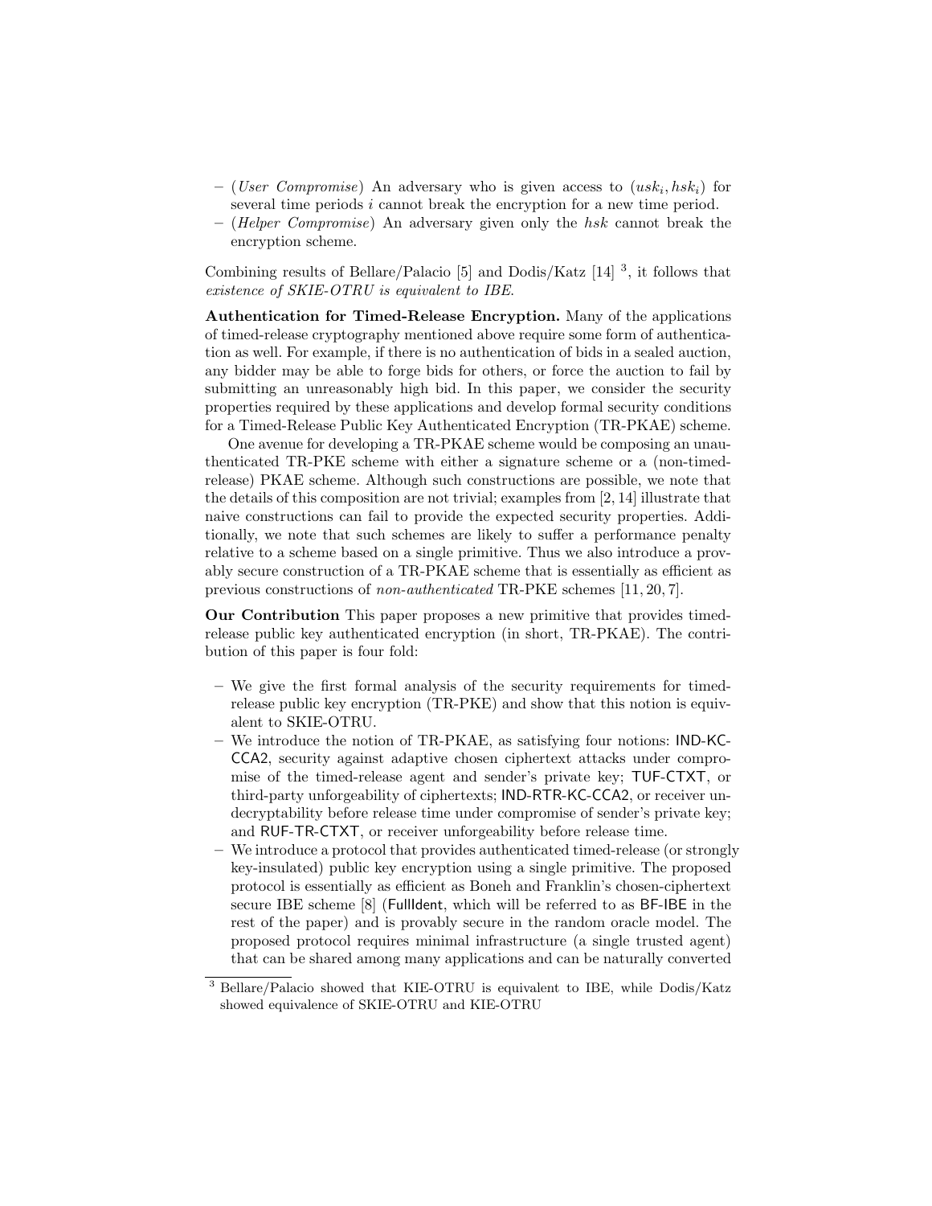- (*User Compromise*) An adversary who is given access to $(usk_i, hsk_i)$ for several time periods $i$ cannot break the encryption for a new time period.
- (*Helper Compromise*) An adversary given only the $hsk$ cannot break the encryption scheme.

Combining results of Bellare/Palacio [5] and Dodis/Katz [14] [3], it follows that *existence of SKIE-OTRU is equivalent to IBE.*

**Authentication for Timed-Release Encryption.** Many of the applications of timed-release cryptography mentioned above require some form of authentication as well. For example, if there is no authentication of bids in a sealed auction, any bidder may be able to forge bids for others, or force the auction to fail by submitting an unreasonably high bid. In this paper, we consider the security properties required by these applications and develop formal security conditions for a Timed-Release Public Key Authenticated Encryption (TR-PKAE) scheme.

One avenue for developing a TR-PKAE scheme would be composing an unauthenticated TR-PKE scheme with either a signature scheme or a (non-timed-release) PKAE scheme. Although such constructions are possible, we note that the details of this composition are not trivial; examples from [2, 14] illustrate that naive constructions can fail to provide the expected security properties. Additionally, we note that such schemes are likely to suffer a performance penalty relative to a scheme based on a single primitive. Thus we also introduce a provably secure construction of a TR-PKAE scheme that is essentially as efficient as previous constructions of *non-authenticated* TR-PKE schemes [11, 20, 7].

**Our Contribution** This paper proposes a new primitive that provides timed-release public key authenticated encryption (in short, TR-PKAE). The contribution of this paper is four fold:

- We give the first formal analysis of the security requirements for timed-release public key encryption (TR-PKE) and show that this notion is equivalent to SKIE-OTRU.
- We introduce the notion of TR-PKAE, as satisfying four notions: IND-KC-CCA2, security against adaptive chosen ciphertext attacks under compromise of the timed-release agent and sender's private key; TUF-CTXT, or third-party unforgeability of ciphertexts; IND-RTR-KC-CCA2, or receiver undecryptability before release time under compromise of sender's private key; and RUF-TR-CTXT, or receiver unforgeability before release time.
- We introduce a protocol that provides authenticated timed-release (or strongly key-insulated) public key encryption using a single primitive. The proposed protocol is essentially as efficient as Boneh and Franklin's chosen-ciphertext secure IBE scheme [8] (FullIdent, which will be referred to as BF-IBE in the rest of the paper) and is provably secure in the random oracle model. The proposed protocol requires minimal infrastructure (a single trusted agent) that can be shared among many applications and can be naturally converted

[3] Bellare/Palacio showed that KIE-OTRU is equivalent to IBE, while Dodis/Katz showed equivalence of SKIE-OTRU and KIE-OTRU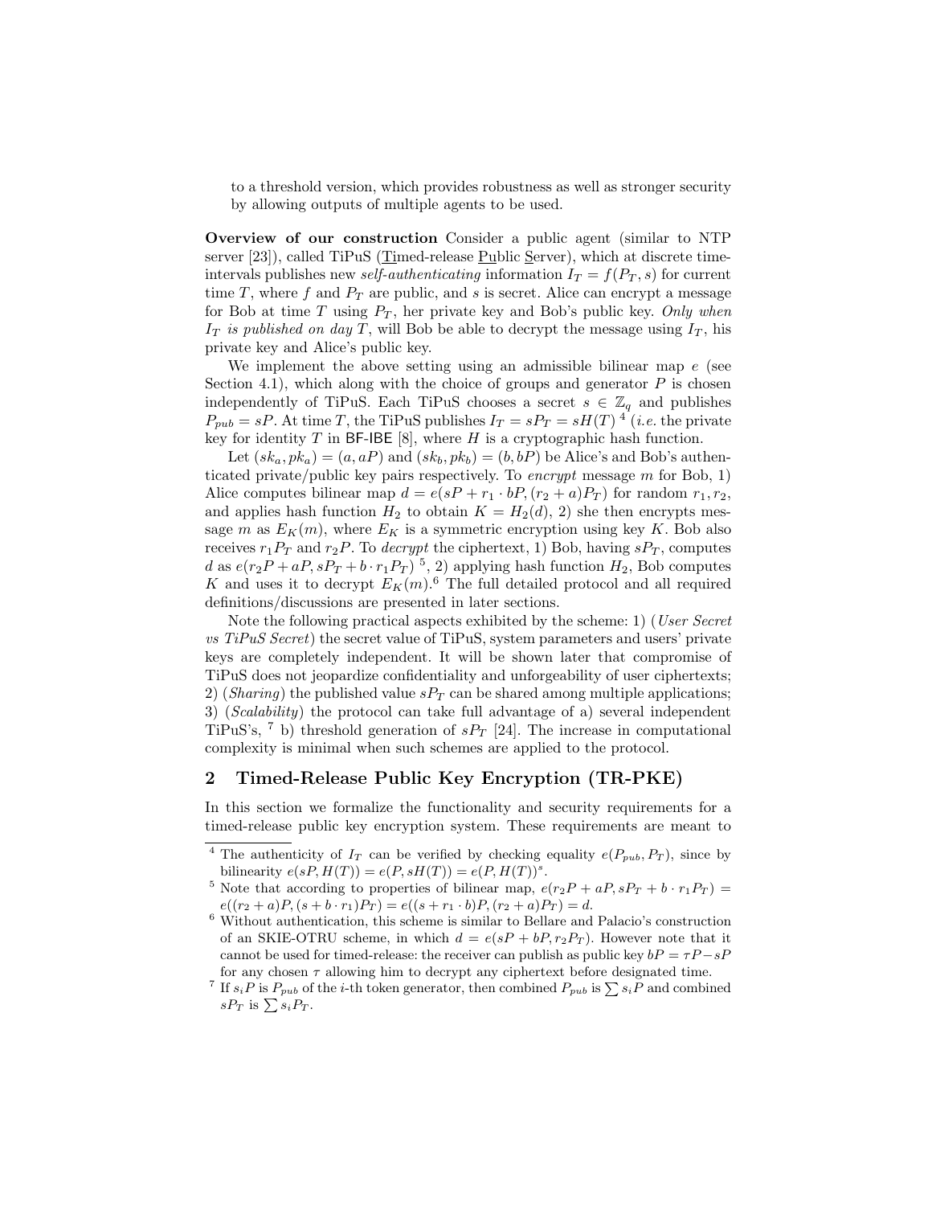to a threshold version, which provides robustness as well as stronger security by allowing outputs of multiple agents to be used.

**Overview of our construction** Consider a public agent (similar to NTP server [23]), called TiPuS (Timed-release Public Server), which at discrete time-intervals publishes new *self-authenticating* information $I_T = f(P_T, s)$ for current time $T$, where $f$ and $P_T$ are public, and $s$ is secret. Alice can encrypt a message for Bob at time $T$ using $P_T$, her private key and Bob's public key. *Only when* $I_T$ *is published on day* $T$, will Bob be able to decrypt the message using $I_T$, his private key and Alice's public key.

We implement the above setting using an admissible bilinear map $e$ (see Section 4.1), which along with the choice of groups and generator $P$ is chosen independently of TiPuS. Each TiPuS chooses a secret $s \in \mathbb{Z}_q$ and publishes $P_{pub} = sP$. At time $T$, the TiPuS publishes $I_T = sP_T = sH(T)$ [4] (*i.e.* the private key for identity $T$ in BF-IBE [8], where $H$ is a cryptographic hash function.

Let $(sk_a, pk_a) = (a, aP)$ and $(sk_b, pk_b) = (b, bP)$ be Alice's and Bob's authenticated private/public key pairs respectively. To *encrypt* message $m$ for Bob, 1) Alice computes bilinear map $d = e(sP + r_1 \cdot bP, (r_2 + a)P_T)$ for random $r_1, r_2$, and applies hash function $H_2$ to obtain $K = H_2(d)$, 2) she then encrypts message $m$ as $E_K(m)$, where $E_K$ is a symmetric encryption using key $K$. Bob also receives $r_1 P_T$ and $r_2 P$. To *decrypt* the ciphertext, 1) Bob, having $sP_T$, computes $d$ as $e(r_2 P + aP, sP_T + b \cdot r_1 P_T)$ [5], 2) applying hash function $H_2$, Bob computes $K$ and uses it to decrypt $E_K(m)$.[6] The full detailed protocol and all required definitions/discussions are presented in later sections.

Note the following practical aspects exhibited by the scheme: 1) (*User Secret vs TiPuS Secret*) the secret value of TiPuS, system parameters and users' private keys are completely independent. It will be shown later that compromise of TiPuS does not jeopardize confidentiality and unforgeability of user ciphertexts; 2) (*Sharing*) the published value $sP_T$ can be shared among multiple applications; 3) (*Scalability*) the protocol can take full advantage of a) several independent TiPuS's, [7] b) threshold generation of $sP_T$ [24]. The increase in computational complexity is minimal when such schemes are applied to the protocol.

## 2 Timed-Release Public Key Encryption (TR-PKE)

In this section we formalize the functionality and security requirements for a timed-release public key encryption system. These requirements are meant to

---

[4] The authenticity of $I_T$ can be verified by checking equality $e(P_{pub}, P_T)$, since by bilinearity $e(sP, H(T)) = e(P, sH(T)) = e(P, H(T))^s$.

[5] Note that according to properties of bilinear map, $e(r_2 P + aP, sP_T + b \cdot r_1 P_T) = e((r_2 + a)P, (s + b \cdot r_1)P_T) = e((s + r_1 \cdot b)P, (r_2 + a)P_T) = d$.

[6] Without authentication, this scheme is similar to Bellare and Palacio's construction of an SKIE-OTRU scheme, in which $d = e(sP + bP, r_2 P_T)$. However note that it cannot be used for timed-release: the receiver can publish as public key $bP = \tau P - sP$ for any chosen $\tau$ allowing him to decrypt any ciphertext before designated time.

[7] If $s_i P$ is $P_{pub}$ of the $i$-th token generator, then combined $P_{pub}$ is $\sum s_i P$ and combined $sP_T$ is $\sum s_i P_T$.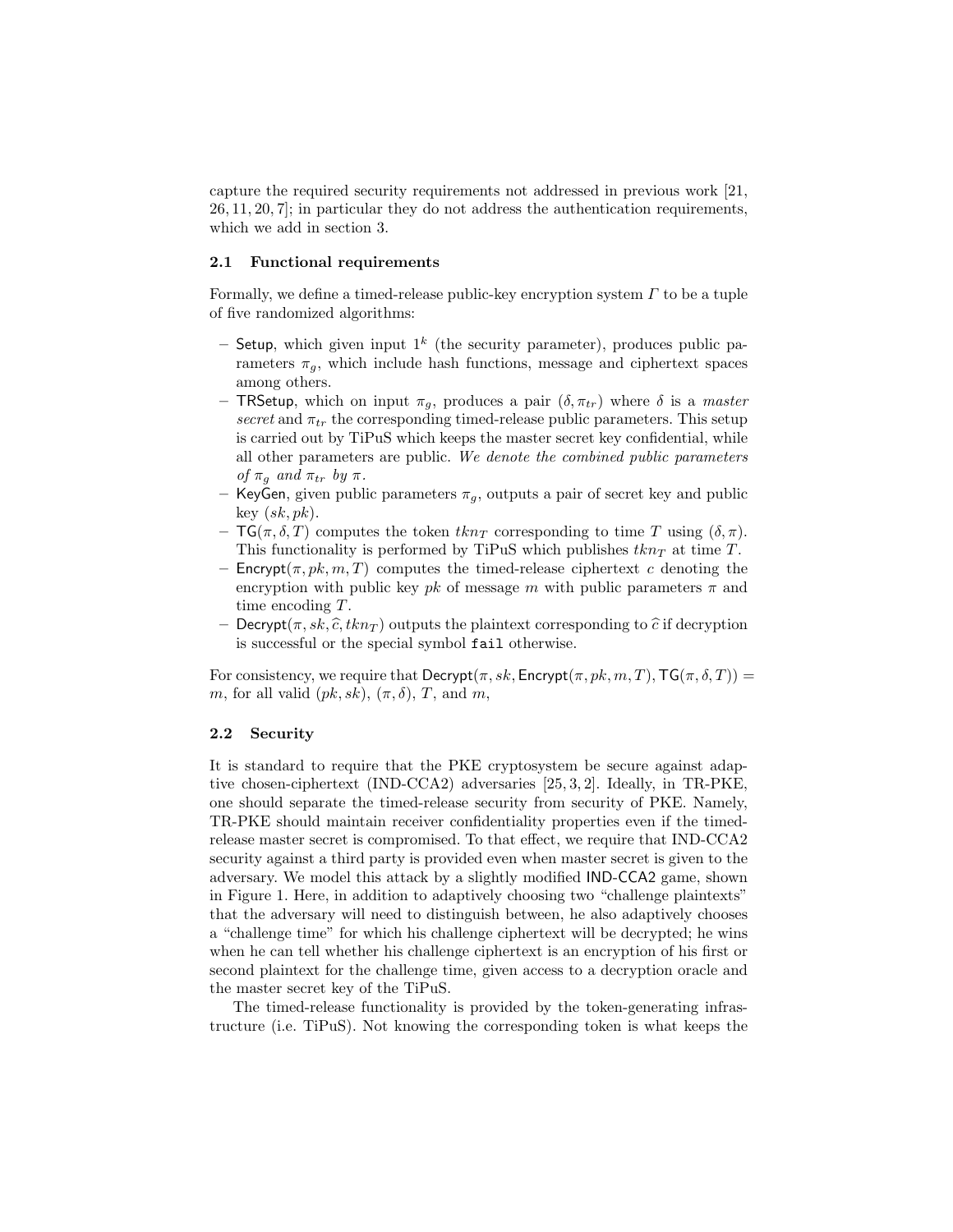capture the required security requirements not addressed in previous work [21, 26, 11, 20, 7]; in particular they do not address the authentication requirements, which we add in section 3.

### 2.1 Functional requirements

Formally, we define a timed-release public-key encryption system $\Gamma$ to be a tuple of five randomized algorithms:

- Setup, which given input $1^k$ (the security parameter), produces public parameters $\pi_g$, which include hash functions, message and ciphertext spaces among others.
- TRSetup, which on input $\pi_g$, produces a pair $(\delta, \pi_{tr})$ where $\delta$ is a *master secret* and $\pi_{tr}$ the corresponding timed-release public parameters. This setup is carried out by TiPuS which keeps the master secret key confidential, while all other parameters are public. *We denote the combined public parameters of $\pi_g$ and $\pi_{tr}$ by $\pi$.*
- KeyGen, given public parameters $\pi_g$, outputs a pair of secret key and public key $(sk, pk)$.
- $\mathsf{TG}(\pi, \delta, T)$ computes the token $tkn_T$ corresponding to time $T$ using $(\delta, \pi)$. This functionality is performed by TiPuS which publishes $tkn_T$ at time $T$.
- $\mathsf{Encrypt}(\pi, pk, m, T)$ computes the timed-release ciphertext $c$ denoting the encryption with public key $pk$ of message $m$ with public parameters $\pi$ and time encoding $T$.
- $\mathsf{Decrypt}(\pi, sk, \widehat{c}, tkn_T)$ outputs the plaintext corresponding to $\widehat{c}$ if decryption is successful or the special symbol `fail` otherwise.

For consistency, we require that $\mathsf{Decrypt}(\pi, sk, \mathsf{Encrypt}(\pi, pk, m, T), \mathsf{TG}(\pi, \delta, T)) = m$, for all valid $(pk, sk)$, $(\pi, \delta)$, $T$, and $m$,

### 2.2 Security

It is standard to require that the PKE cryptosystem be secure against adaptive chosen-ciphertext (IND-CCA2) adversaries [25, 3, 2]. Ideally, in TR-PKE, one should separate the timed-release security from security of PKE. Namely, TR-PKE should maintain receiver confidentiality properties even if the timed-release master secret is compromised. To that effect, we require that IND-CCA2 security against a third party is provided even when master secret is given to the adversary. We model this attack by a slightly modified IND-CCA2 game, shown in Figure 1. Here, in addition to adaptively choosing two "challenge plaintexts" that the adversary will need to distinguish between, he also adaptively chooses a "challenge time" for which his challenge ciphertext will be decrypted; he wins when he can tell whether his challenge ciphertext is an encryption of his first or second plaintext for the challenge time, given access to a decryption oracle and the master secret key of the TiPuS.

The timed-release functionality is provided by the token-generating infrastructure (i.e. TiPuS). Not knowing the corresponding token is what keeps the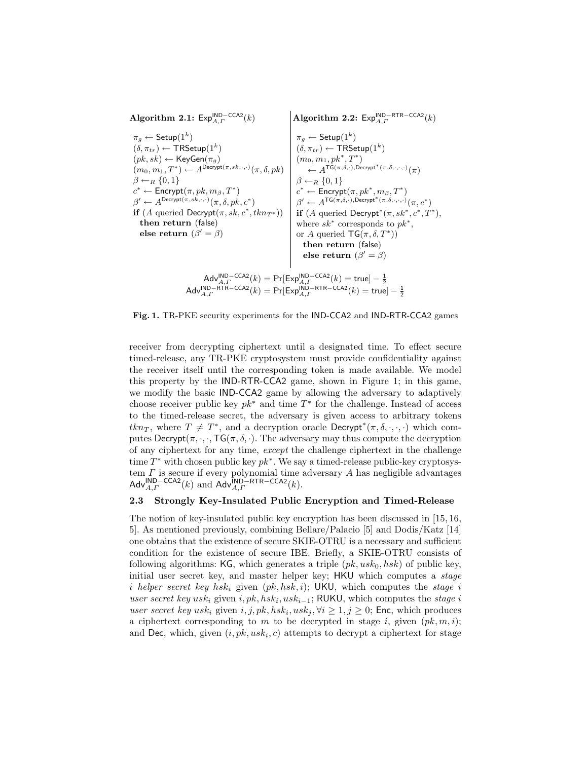**Algorithm 2.1:** $\mathsf{Exp}^{\mathsf{IND-CCA2}}_{A,\Gamma}(k)$

$\pi_g \leftarrow \mathsf{Setup}(1^k)$
$(\delta, \pi_{tr}) \leftarrow \mathsf{TRSetup}(1^k)$
$(pk, sk) \leftarrow \mathsf{KeyGen}(\pi_g)$
$(m_0, m_1, T^*) \leftarrow A^{\mathsf{Decrypt}(\pi, sk, \cdot, \cdot)}(\pi, \delta, pk)$
$\beta \leftarrow_R \{0, 1\}$
$c^* \leftarrow \mathsf{Encrypt}(\pi, pk, m_\beta, T^*)$
$\beta' \leftarrow A^{\mathsf{Decrypt}(\pi, sk, \cdot, \cdot)}(\pi, \delta, pk, c^*)$
**if** ($A$ queried $\mathsf{Decrypt}(\pi, sk, c^*, tkn_{T^*})$)
  **then return** (false)
  **else return** ($\beta' = \beta$)

**Algorithm 2.2:** $\mathsf{Exp}^{\mathsf{IND-RTR-CCA2}}_{A,\Gamma}(k)$

$\pi_g \leftarrow \mathsf{Setup}(1^k)$
$(\delta, \pi_{tr}) \leftarrow \mathsf{TRSetup}(1^k)$
$(m_0, m_1, pk^*, T^*)$
  $\leftarrow A^{\mathsf{TG}(\pi, \delta, \cdot), \mathsf{Decrypt}^*(\pi, \delta, \cdot, \cdot, \cdot)}(\pi)$
$\beta \leftarrow_R \{0, 1\}$
$c^* \leftarrow \mathsf{Encrypt}(\pi, pk^*, m_\beta, T^*)$
$\beta' \leftarrow A^{\mathsf{TG}(\pi, \delta, \cdot), \mathsf{Decrypt}^*(\pi, \delta, \cdot, \cdot, \cdot)}(\pi, c^*)$
**if** ($A$ queried $\mathsf{Decrypt}^*(\pi, sk^*, c^*, T^*)$,
where $sk^*$ corresponds to $pk^*$,
or $A$ queried $\mathsf{TG}(\pi, \delta, T^*)$)
  **then return** (false)
  **else return** ($\beta' = \beta$)

$$\mathsf{Adv}^{\mathsf{IND-CCA2}}_{A,\Gamma}(k) = \Pr[\mathsf{Exp}^{\mathsf{IND-CCA2}}_{A,\Gamma}(k) = \mathsf{true}] - \tfrac{1}{2}$$
$$\mathsf{Adv}^{\mathsf{IND-RTR-CCA2}}_{A,\Gamma}(k) = \Pr[\mathsf{Exp}^{\mathsf{IND-RTR-CCA2}}_{A,\Gamma}(k) = \mathsf{true}] - \tfrac{1}{2}$$

**Fig. 1.** TR-PKE security experiments for the IND-CCA2 and IND-RTR-CCA2 games

receiver from decrypting ciphertext until a designated time. To effect secure timed-release, any TR-PKE cryptosystem must provide confidentiality against the receiver itself until the corresponding token is made available. We model this property by the IND-RTR-CCA2 game, shown in Figure 1; in this game, we modify the basic IND-CCA2 game by allowing the adversary to adaptively choose receiver public key $pk^*$ and time $T^*$ for the challenge. Instead of access to the timed-release secret, the adversary is given access to arbitrary tokens $tkn_T$, where $T \neq T^*$, and a decryption oracle $\mathsf{Decrypt}^*(\pi, \delta, \cdot, \cdot, \cdot)$ which computes $\mathsf{Decrypt}(\pi, \cdot, \cdot, \mathsf{TG}(\pi, \delta, \cdot)$. The adversary may thus compute the decryption of any ciphertext for any time, *except* the challenge ciphertext in the challenge time $T^*$ with chosen public key $pk^*$. We say a timed-release public-key cryptosystem $\Gamma$ is secure if every polynomial time adversary $A$ has negligible advantages $\mathsf{Adv}^{\mathsf{IND-CCA2}}_{A,\Gamma}(k)$ and $\mathsf{Adv}^{\mathsf{IND-RTR-CCA2}}_{A,\Gamma}(k)$.

### 2.3 Strongly Key-Insulated Public Encryption and Timed-Release

The notion of key-insulated public key encryption has been discussed in [15, 16, 5]. As mentioned previously, combining Bellare/Palacio [5] and Dodis/Katz [14] one obtains that the existence of secure SKIE-OTRU is a necessary and sufficient condition for the existence of secure IBE. Briefly, a SKIE-OTRU consists of following algorithms: KG, which generates a triple $(pk, usk_0, hsk)$ of public key, initial user secret key, and master helper key; HKU which computes a *stage $i$ helper secret key* $hsk_i$ given $(pk, hsk, i)$; UKU, which computes the *stage $i$ user secret key* $usk_i$ given $i, pk, hsk_i, usk_{i-1}$; RUKU, which computes the *stage $i$ user secret key* $usk_i$ given $i, j, pk, hsk_i, usk_j, \forall i \geq 1, j \geq 0$; Enc, which produces a ciphertext corresponding to $m$ to be decrypted in stage $i$, given $(pk, m, i)$; and Dec, which, given $(i, pk, usk_i, c)$ attempts to decrypt a ciphertext for stage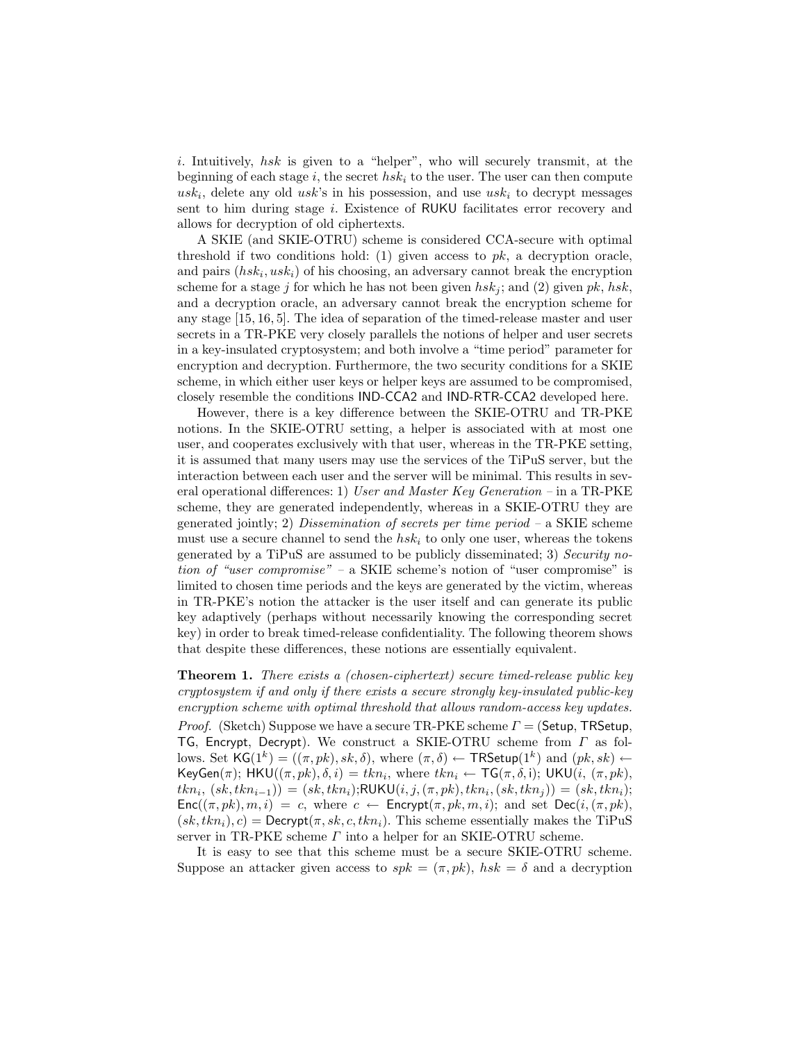$i$. Intuitively, $hsk$ is given to a "helper", who will securely transmit, at the beginning of each stage $i$, the secret $hsk_i$ to the user. The user can then compute $usk_i$, delete any old $usk$'s in his possession, and use $usk_i$ to decrypt messages sent to him during stage $i$. Existence of RUKU facilitates error recovery and allows for decryption of old ciphertexts.

A SKIE (and SKIE-OTRU) scheme is considered CCA-secure with optimal threshold if two conditions hold: (1) given access to $pk$, a decryption oracle, and pairs $(hsk_i, usk_i)$ of his choosing, an adversary cannot break the encryption scheme for a stage $j$ for which he has not been given $hsk_j$; and (2) given $pk$, $hsk$, and a decryption oracle, an adversary cannot break the encryption scheme for any stage [15, 16, 5]. The idea of separation of the timed-release master and user secrets in a TR-PKE very closely parallels the notions of helper and user secrets in a key-insulated cryptosystem; and both involve a "time period" parameter for encryption and decryption. Furthermore, the two security conditions for a SKIE scheme, in which either user keys or helper keys are assumed to be compromised, closely resemble the conditions IND-CCA2 and IND-RTR-CCA2 developed here.

However, there is a key difference between the SKIE-OTRU and TR-PKE notions. In the SKIE-OTRU setting, a helper is associated with at most one user, and cooperates exclusively with that user, whereas in the TR-PKE setting, it is assumed that many users may use the services of the TiPuS server, but the interaction between each user and the server will be minimal. This results in several operational differences: 1) *User and Master Key Generation* – in a TR-PKE scheme, they are generated independently, whereas in a SKIE-OTRU they are generated jointly; 2) *Dissemination of secrets per time period* – a SKIE scheme must use a secure channel to send the $hsk_i$ to only one user, whereas the tokens generated by a TiPuS are assumed to be publicly disseminated; 3) *Security notion of "user compromise"* – a SKIE scheme's notion of "user compromise" is limited to chosen time periods and the keys are generated by the victim, whereas in TR-PKE's notion the attacker is the user itself and can generate its public key adaptively (perhaps without necessarily knowing the corresponding secret key) in order to break timed-release confidentiality. The following theorem shows that despite these differences, these notions are essentially equivalent.

**Theorem 1.** *There exists a (chosen-ciphertext) secure timed-release public key cryptosystem if and only if there exists a secure strongly key-insulated public-key encryption scheme with optimal threshold that allows random-access key updates.*

*Proof.* (Sketch) Suppose we have a secure TR-PKE scheme $\Gamma = (\mathsf{Setup}, \mathsf{TRSetup}, \mathsf{TG}, \mathsf{Encrypt}, \mathsf{Decrypt})$. We construct a SKIE-OTRU scheme from $\Gamma$ as follows. Set $\mathsf{KG}(1^k) = ((\pi, pk), sk, \delta)$, where $(\pi, \delta) \leftarrow \mathsf{TRSetup}(1^k)$ and $(pk, sk) \leftarrow \mathsf{KeyGen}(\pi)$; $\mathsf{HKU}((\pi, pk), \delta, i) = tkn_i$, where $tkn_i \leftarrow \mathsf{TG}(\pi, \delta, \mathsf{i})$; $\mathsf{UKU}(i, (\pi, pk), tkn_i, (sk, tkn_{i-1})) = (sk, tkn_i)$; $\mathsf{RUKU}(i, j, (\pi, pk), tkn_i, (sk, tkn_j)) = (sk, tkn_i)$; $\mathsf{Enc}((\pi, pk), m, i) = c$, where $c \leftarrow \mathsf{Encrypt}(\pi, pk, m, i)$; and set $\mathsf{Dec}(i, (\pi, pk), (sk, tkn_i), c) = \mathsf{Decrypt}(\pi, sk, c, tkn_i)$. This scheme essentially makes the TiPuS server in TR-PKE scheme $\Gamma$ into a helper for an SKIE-OTRU scheme.

It is easy to see that this scheme must be a secure SKIE-OTRU scheme. Suppose an attacker given access to $spk = (\pi, pk)$, $hsk = \delta$ and a decryption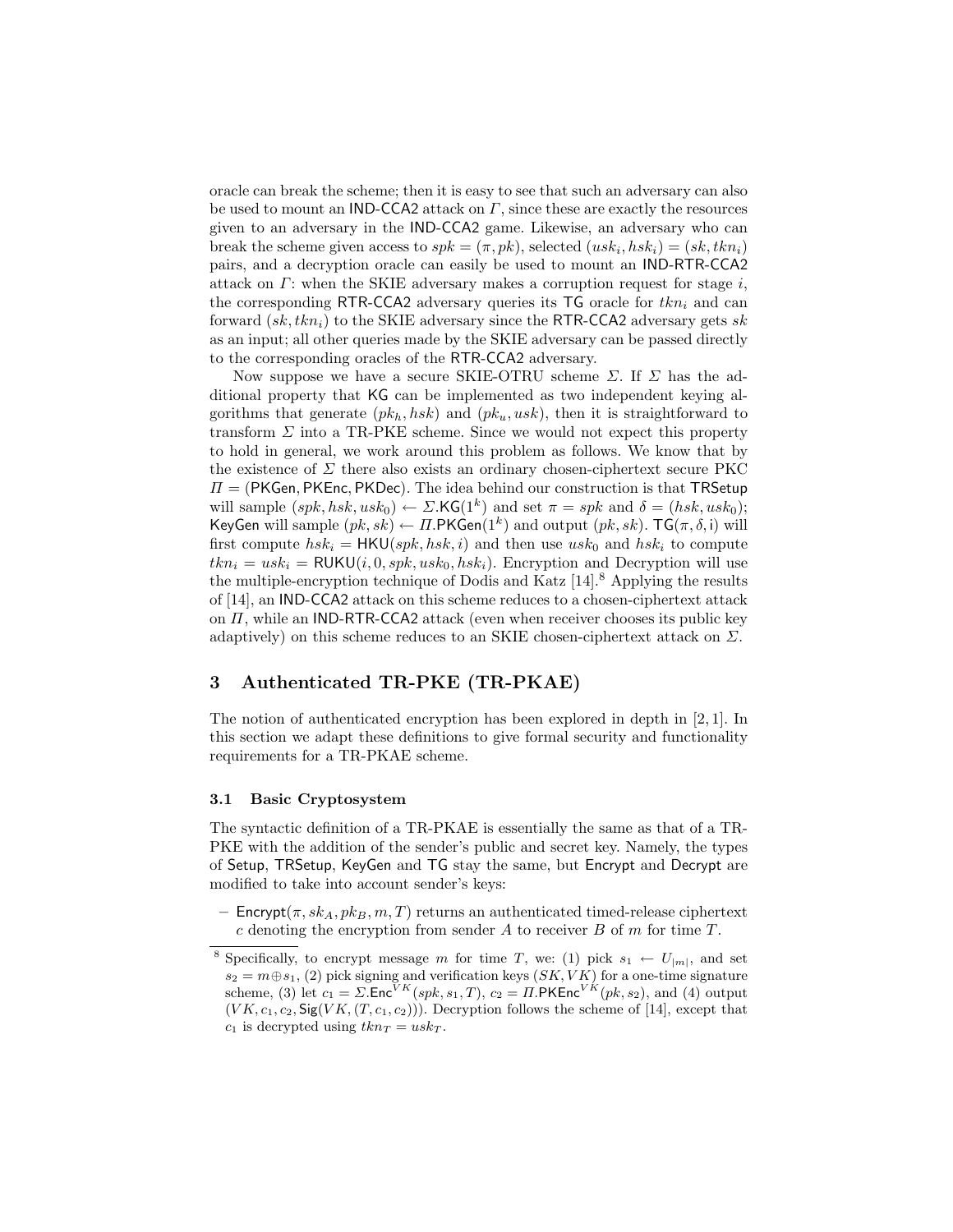oracle can break the scheme; then it is easy to see that such an adversary can also be used to mount an IND-CCA2 attack on $\Gamma$, since these are exactly the resources given to an adversary in the IND-CCA2 game. Likewise, an adversary who can break the scheme given access to $spk = (\pi, pk)$, selected $(usk_i, hsk_i) = (sk, tkn_i)$ pairs, and a decryption oracle can easily be used to mount an IND-RTR-CCA2 attack on $\Gamma$: when the SKIE adversary makes a corruption request for stage $i$, the corresponding RTR-CCA2 adversary queries its TG oracle for $tkn_i$ and can forward $(sk, tkn_i)$ to the SKIE adversary since the RTR-CCA2 adversary gets $sk$ as an input; all other queries made by the SKIE adversary can be passed directly to the corresponding oracles of the RTR-CCA2 adversary.

Now suppose we have a secure SKIE-OTRU scheme $\Sigma$. If $\Sigma$ has the additional property that KG can be implemented as two independent keying algorithms that generate $(pk_h, hsk)$ and $(pk_u, usk)$, then it is straightforward to transform $\Sigma$ into a TR-PKE scheme. Since we would not expect this property to hold in general, we work around this problem as follows. We know that by the existence of $\Sigma$ there also exists an ordinary chosen-ciphertext secure PKC $\Pi = (\mathsf{PKGen}, \mathsf{PKEnc}, \mathsf{PKDec})$. The idea behind our construction is that TRSetup will sample $(spk, hsk, usk_0) \leftarrow \Sigma.\mathsf{KG}(1^k)$ and set $\pi = spk$ and $\delta = (hsk, usk_0)$; KeyGen will sample $(pk, sk) \leftarrow \Pi.\mathsf{PKGen}(1^k)$ and output $(pk, sk)$. $\mathsf{TG}(\pi, \delta, \mathsf{i})$ will first compute $hsk_i = \mathsf{HKU}(spk, hsk, i)$ and then use $usk_0$ and $hsk_i$ to compute $tkn_i = usk_i = \mathsf{RUKU}(i, 0, spk, usk_0, hsk_i)$. Encryption and Decryption will use the multiple-encryption technique of Dodis and Katz [14].[8] Applying the results of [14], an IND-CCA2 attack on this scheme reduces to a chosen-ciphertext attack on $\Pi$, while an IND-RTR-CCA2 attack (even when receiver chooses its public key adaptively) on this scheme reduces to an SKIE chosen-ciphertext attack on $\Sigma$.

## 3 Authenticated TR-PKE (TR-PKAE)

The notion of authenticated encryption has been explored in depth in [2, 1]. In this section we adapt these definitions to give formal security and functionality requirements for a TR-PKAE scheme.

### 3.1 Basic Cryptosystem

The syntactic definition of a TR-PKAE is essentially the same as that of a TR-PKE with the addition of the sender's public and secret key. Namely, the types of Setup, TRSetup, KeyGen and TG stay the same, but Encrypt and Decrypt are modified to take into account sender's keys:

– $\mathsf{Encrypt}(\pi, sk_A, pk_B, m, T)$ returns an authenticated timed-release ciphertext $c$ denoting the encryption from sender $A$ to receiver $B$ of $m$ for time $T$.

[8] Specifically, to encrypt message $m$ for time $T$, we: (1) pick $s_1 \leftarrow U_{|m|}$, and set $s_2 = m \oplus s_1$, (2) pick signing and verification keys $(SK, VK)$ for a one-time signature scheme, (3) let $c_1 = \Sigma.\mathsf{Enc}^{VK}(spk, s_1, T)$, $c_2 = \Pi.\mathsf{PKEnc}^{VK}(pk, s_2)$, and (4) output $(VK, c_1, c_2, \mathsf{Sig}(VK, (T, c_1, c_2)))$. Decryption follows the scheme of [14], except that $c_1$ is decrypted using $tkn_T = usk_T$.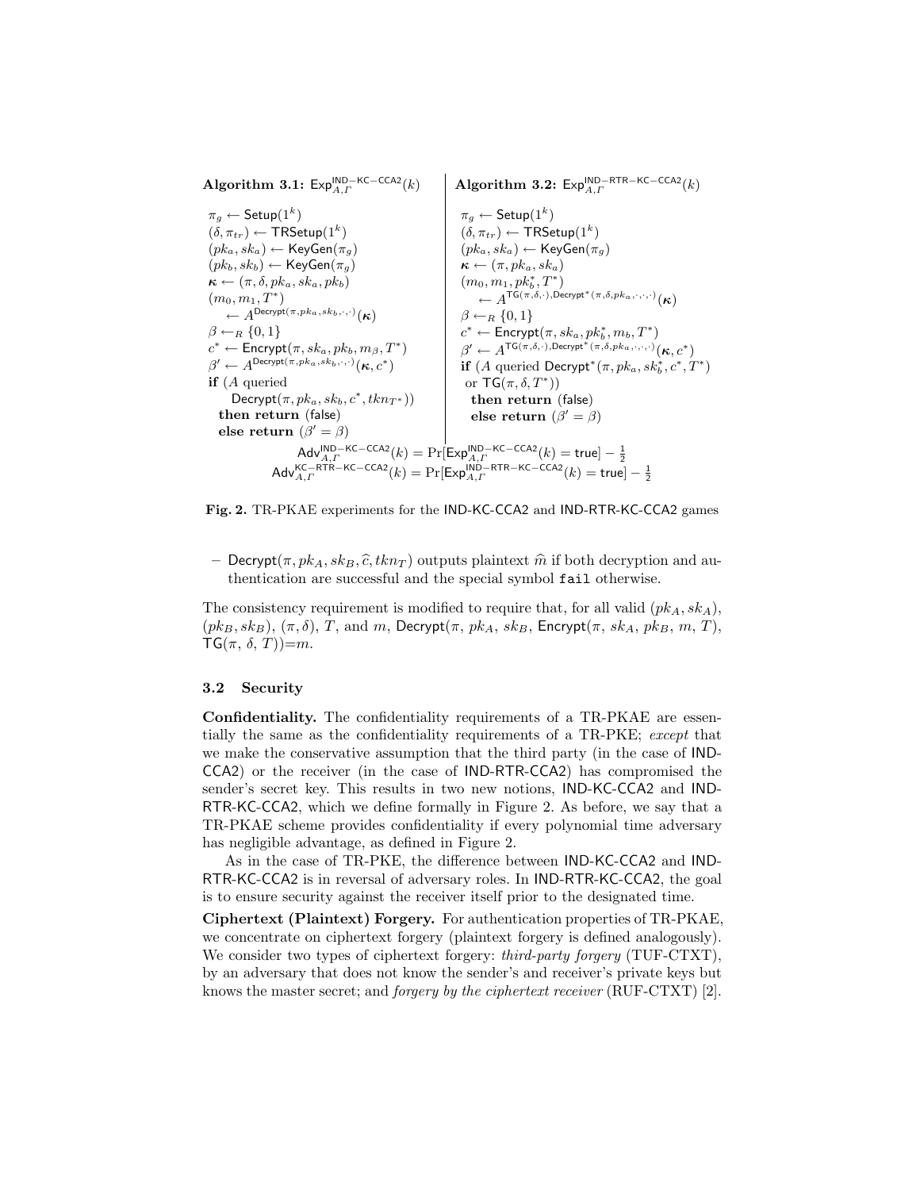**Algorithm 3.1:** $\mathsf{Exp}^{\mathsf{IND-KC-CCA2}}_{A,\Gamma}(k)$

$\pi_g \leftarrow \mathsf{Setup}(1^k)$
$(\delta, \pi_{tr}) \leftarrow \mathsf{TRSetup}(1^k)$
$(pk_a, sk_a) \leftarrow \mathsf{KeyGen}(\pi_g)$
$(pk_b, sk_b) \leftarrow \mathsf{KeyGen}(\pi_g)$
$\boldsymbol{\kappa} \leftarrow (\pi, \delta, pk_a, sk_a, pk_b)$
$(m_0, m_1, T^*) \leftarrow A^{\mathsf{Decrypt}(\pi, pk_a, sk_b, \cdot, \cdot)}(\boldsymbol{\kappa})$
$\beta \leftarrow_R \{0,1\}$
$c^* \leftarrow \mathsf{Encrypt}(\pi, sk_a, pk_b, m_\beta, T^*)$
$\beta' \leftarrow A^{\mathsf{Decrypt}(\pi, pk_a, sk_b, \cdot, \cdot)}(\boldsymbol{\kappa}, c^*)$
**if** ($A$ queried $\mathsf{Decrypt}(\pi, pk_a, sk_b, c^*, tkn_{T^*})$)
  **then return** (false)
  **else return** $(\beta' = \beta)$

**Algorithm 3.2:** $\mathsf{Exp}^{\mathsf{IND-RTR-KC-CCA2}}_{A,\Gamma}(k)$

$\pi_g \leftarrow \mathsf{Setup}(1^k)$
$(\delta, \pi_{tr}) \leftarrow \mathsf{TRSetup}(1^k)$
$(pk_a, sk_a) \leftarrow \mathsf{KeyGen}(\pi_g)$
$\boldsymbol{\kappa} \leftarrow (\pi, pk_a, sk_a)$
$(m_0, m_1, pk_b^*, T^*) \leftarrow A^{\mathsf{TG}(\pi,\delta,\cdot), \mathsf{Decrypt}^*(\pi,\delta,pk_a,\cdot,\cdot,\cdot)}(\boldsymbol{\kappa})$
$\beta \leftarrow_R \{0,1\}$
$c^* \leftarrow \mathsf{Encrypt}(\pi, sk_a, pk_b^*, m_b, T^*)$
$\beta' \leftarrow A^{\mathsf{TG}(\pi,\delta,\cdot), \mathsf{Decrypt}^*(\pi,\delta,pk_a,\cdot,\cdot,\cdot)}(\boldsymbol{\kappa}, c^*)$
**if** ($A$ queried $\mathsf{Decrypt}^*(\pi, pk_a, sk_b^*, c^*, T^*)$ or $\mathsf{TG}(\pi, \delta, T^*)$)
  **then return** (false)
  **else return** $(\beta' = \beta)$

$$\mathsf{Adv}^{\mathsf{IND-KC-CCA2}}_{A,\Gamma}(k) = \Pr[\mathsf{Exp}^{\mathsf{IND-KC-CCA2}}_{A,\Gamma}(k) = \mathsf{true}] - \tfrac{1}{2}$$
$$\mathsf{Adv}^{\mathsf{KC-RTR-KC-CCA2}}_{A,\Gamma}(k) = \Pr[\mathsf{Exp}^{\mathsf{IND-RTR-KC-CCA2}}_{A,\Gamma}(k) = \mathsf{true}] - \tfrac{1}{2}$$

**Fig. 2.** TR-PKAE experiments for the IND-KC-CCA2 and IND-RTR-KC-CCA2 games

– $\mathsf{Decrypt}(\pi, pk_A, sk_B, \widehat{c}, tkn_T)$ outputs plaintext $\widehat{m}$ if both decryption and authentication are successful and the special symbol `fail` otherwise.

The consistency requirement is modified to require that, for all valid $(pk_A, sk_A)$, $(pk_B, sk_B)$, $(\pi, \delta)$, $T$, and $m$, $\mathsf{Decrypt}(\pi,\, pk_A,\, sk_B,\, \mathsf{Encrypt}(\pi,\, sk_A,\, pk_B,\, m,\, T),\, \mathsf{TG}(\pi,\, \delta,\, T)) = m$.

### 3.2 Security

**Confidentiality.** The confidentiality requirements of a TR-PKAE are essentially the same as the confidentiality requirements of a TR-PKE; *except* that we make the conservative assumption that the third party (in the case of IND-CCA2) or the receiver (in the case of IND-RTR-CCA2) has compromised the sender's secret key. This results in two new notions, IND-KC-CCA2 and IND-RTR-KC-CCA2, which we define formally in Figure 2. As before, we say that a TR-PKAE scheme provides confidentiality if every polynomial time adversary has negligible advantage, as defined in Figure 2.

As in the case of TR-PKE, the difference between IND-KC-CCA2 and IND-RTR-KC-CCA2 is in reversal of adversary roles. In IND-RTR-KC-CCA2, the goal is to ensure security against the receiver itself prior to the designated time.

**Ciphertext (Plaintext) Forgery.** For authentication properties of TR-PKAE, we concentrate on ciphertext forgery (plaintext forgery is defined analogously). We consider two types of ciphertext forgery: *third-party forgery* (TUF-CTXT), by an adversary that does not know the sender's and receiver's private keys but knows the master secret; and *forgery by the ciphertext receiver* (RUF-CTXT) [2].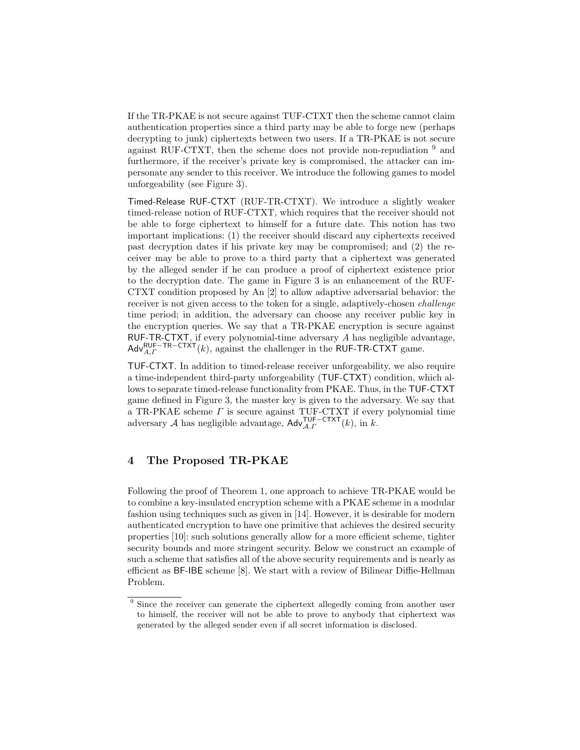If the TR-PKAE is not secure against TUF-CTXT then the scheme cannot claim authentication properties since a third party may be able to forge new (perhaps decrypting to junk) ciphertexts between two users. If a TR-PKAE is not secure against RUF-CTXT, then the scheme does not provide non-repudiation [9] and furthermore, if the receiver's private key is compromised, the attacker can impersonate any sender to this receiver. We introduce the following games to model unforgeability (see Figure 3).

Timed-Release RUF-CTXT (RUF-TR-CTXT). We introduce a slightly weaker timed-release notion of RUF-CTXT, which requires that the receiver should not be able to forge ciphertext to himself for a future date. This notion has two important implications: (1) the receiver should discard any ciphertexts received past decryption dates if his private key may be compromised; and (2) the receiver may be able to prove to a third party that a ciphertext was generated by the alleged sender if he can produce a proof of ciphertext existence prior to the decryption date. The game in Figure 3 is an enhancement of the RUF-CTXT condition proposed by An [2] to allow adaptive adversarial behavior: the receiver is not given access to the token for a single, adaptively-chosen *challenge* time period; in addition, the adversary can choose any receiver public key in the encryption queries. We say that a TR-PKAE encryption is secure against RUF-TR-CTXT, if every polynomial-time adversary $A$ has negligible advantage, $\mathsf{Adv}_{A,\Gamma}^{\mathsf{RUF-TR-CTXT}}(k)$, against the challenger in the RUF-TR-CTXT game.

TUF-CTXT. In addition to timed-release receiver unforgeability, we also require a time-independent third-party unforgeability (TUF-CTXT) condition, which allows to separate timed-release functionality from PKAE. Thus, in the TUF-CTXT game defined in Figure 3, the master key is given to the adversary. We say that a TR-PKAE scheme $\Gamma$ is secure against TUF-CTXT if every polynomial time adversary $\mathcal{A}$ has negligible advantage, $\mathsf{Adv}_{\mathcal{A},\Gamma}^{\mathsf{TUF-CTXT}}(k)$, in $k$.

## 4 The Proposed TR-PKAE

Following the proof of Theorem 1, one approach to achieve TR-PKAE would be to combine a key-insulated encryption scheme with a PKAE scheme in a modular fashion using techniques such as given in [14]. However, it is desirable for modern authenticated encryption to have one primitive that achieves the desired security properties [10]: such solutions generally allow for a more efficient scheme, tighter security bounds and more stringent security. Below we construct an example of such a scheme that satisfies all of the above security requirements and is nearly as efficient as BF-IBE scheme [8]. We start with a review of Bilinear Diffie-Hellman Problem.

[9] Since the receiver can generate the ciphertext allegedly coming from another user to himself, the receiver will not be able to prove to anybody that ciphertext was generated by the alleged sender even if all secret information is disclosed.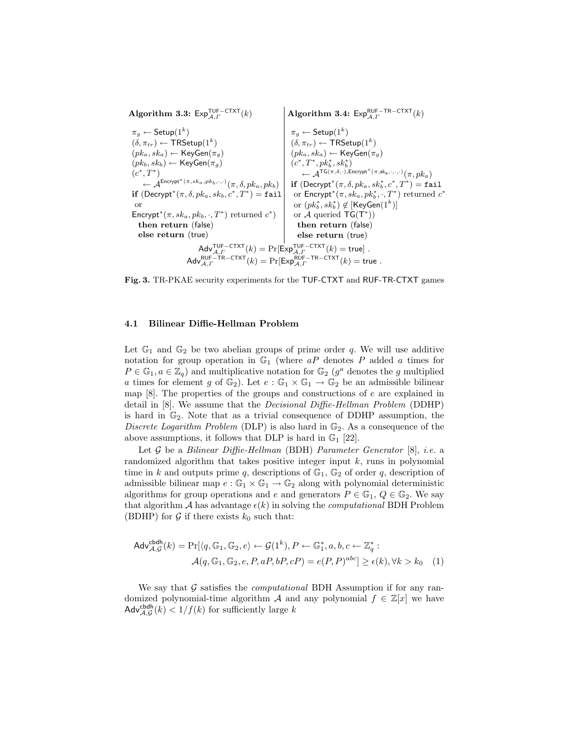**Algorithm 3.3:** $\mathsf{Exp}^{\mathsf{TUF-CTXT}}_{\mathcal{A},\Gamma}(k)$

$\pi_g \leftarrow \mathsf{Setup}(1^k)$
$(\delta, \pi_{tr}) \leftarrow \mathsf{TRSetup}(1^k)$
$(pk_a, sk_a) \leftarrow \mathsf{KeyGen}(\pi_g)$
$(pk_b, sk_b) \leftarrow \mathsf{KeyGen}(\pi_g)$
$(c^*, T^*)$
$\quad \leftarrow \mathcal{A}^{\mathsf{Encrypt}^*(\pi, sk_a, pk_b, \cdot, \cdot)}(\pi, \delta, pk_a, pk_b)$
**if** $(\mathsf{Decrypt}^*(\pi, \delta, pk_a, sk_b, c^*, T^*) = \texttt{fail}$
or
$\mathsf{Encrypt}^*(\pi, sk_a, pk_b, \cdot, T^*)$ returned $c^*)$
**then return** (false)
**else return** (true)

**Algorithm 3.4:** $\mathsf{Exp}^{\mathsf{RUF-TR-CTXT}}_{\mathcal{A},\Gamma}(k)$

$\pi_g \leftarrow \mathsf{Setup}(1^k)$
$(\delta, \pi_{tr}) \leftarrow \mathsf{TRSetup}(1^k)$
$(pk_a, sk_a) \leftarrow \mathsf{KeyGen}(\pi_g)$
$(c^*, T^*, pk_b^*, sk_b^*)$
$\quad \leftarrow \mathcal{A}^{\mathsf{TG}(\pi,\delta,\cdot), \mathsf{Encrypt}^*(\pi, \mathsf{sk_a}, \cdot, \cdot, \cdot)}(\pi, pk_a)$
**if** $(\mathsf{Decrypt}^*(\pi, \delta, pk_a, sk_b^*, c^*, T^*) = \texttt{fail}$
or $\mathsf{Encrypt}^*(\pi, sk_a, pk_b^*, \cdot, T^*)$ returned $c^*$
or $(pk_b^*, sk_b^*) \notin [\mathsf{KeyGen}(1^k)]$
or $\mathcal{A}$ queried $\mathsf{TG}(\mathsf{T}^*))$
**then return** (false)
**else return** (true)

$$\mathsf{Adv}^{\mathsf{TUF-CTXT}}_{\mathcal{A},\Gamma}(k) = \Pr[\mathsf{Exp}^{\mathsf{TUF-CTXT}}_{\mathcal{A},\Gamma}(k) = \mathsf{true}] \; .$$
$$\mathsf{Adv}^{\mathsf{RUF-TR-CTXT}}_{\mathcal{A},\Gamma}(k) = \Pr[\mathsf{Exp}^{\mathsf{RUF-TR-CTXT}}_{\mathcal{A},\Gamma}(k) = \mathsf{true} \; .$$

**Fig. 3.** TR-PKAE security experiments for the TUF-CTXT and RUF-TR-CTXT games

### 4.1 Bilinear Diffie-Hellman Problem

Let $\mathbb{G}_1$ and $\mathbb{G}_2$ be two abelian groups of prime order $q$. We will use additive notation for group operation in $\mathbb{G}_1$ (where $aP$ denotes $P$ added $a$ times for $P \in \mathbb{G}_1, a \in \mathbb{Z}_q$) and multiplicative notation for $\mathbb{G}_2$ ($g^a$ denotes the $g$ multiplied $a$ times for element $g$ of $\mathbb{G}_2$). Let $e : \mathbb{G}_1 \times \mathbb{G}_1 \rightarrow \mathbb{G}_2$ be an admissible bilinear map [8]. The properties of the groups and constructions of $e$ are explained in detail in [8]. We assume that the *Decisional Diffie-Hellman Problem* (DDHP) is hard in $\mathbb{G}_2$. Note that as a trivial consequence of DDHP assumption, the *Discrete Logarithm Problem* (DLP) is also hard in $\mathbb{G}_2$. As a consequence of the above assumptions, it follows that DLP is hard in $\mathbb{G}_1$ [22].

Let $\mathcal{G}$ be a *Bilinear Diffie-Hellman* (BDH) *Parameter Generator* [8], *i.e.* a randomized algorithm that takes positive integer input $k$, runs in polynomial time in $k$ and outputs prime $q$, descriptions of $\mathbb{G}_1$, $\mathbb{G}_2$ of order $q$, description of admissible bilinear map $e : \mathbb{G}_1 \times \mathbb{G}_1 \rightarrow \mathbb{G}_2$ along with polynomial deterministic algorithms for group operations and $e$ and generators $P \in \mathbb{G}_1$, $Q \in \mathbb{G}_2$. We say that algorithm $\mathcal{A}$ has advantage $\epsilon(k)$ in solving the *computational* BDH Problem (BDHP) for $\mathcal{G}$ if there exists $k_0$ such that:

$$\begin{aligned}\mathsf{Adv}^{\mathsf{cbdh}}_{\mathcal{A},\mathcal{G}}(k) = \Pr[&\langle q, \mathbb{G}_1, \mathbb{G}_2, e\rangle \leftarrow \mathcal{G}(1^k), P \leftarrow \mathbb{G}_1^*, a, b, c \leftarrow \mathbb{Z}_q^* : \\ &\mathcal{A}(q, \mathbb{G}_1, \mathbb{G}_2, e, P, aP, bP, cP) = e(P,P)^{abc}] \geq \epsilon(k), \forall k > k_0 \quad (1)\end{aligned}$$

We say that $\mathcal{G}$ satisfies the *computational* BDH Assumption if for any randomized polynomial-time algorithm $\mathcal{A}$ and any polynomial $f \in \mathbb{Z}[x]$ we have $\mathsf{Adv}^{\mathsf{cbdh}}_{\mathcal{A},\mathcal{G}}(k) < 1/f(k)$ for sufficiently large $k$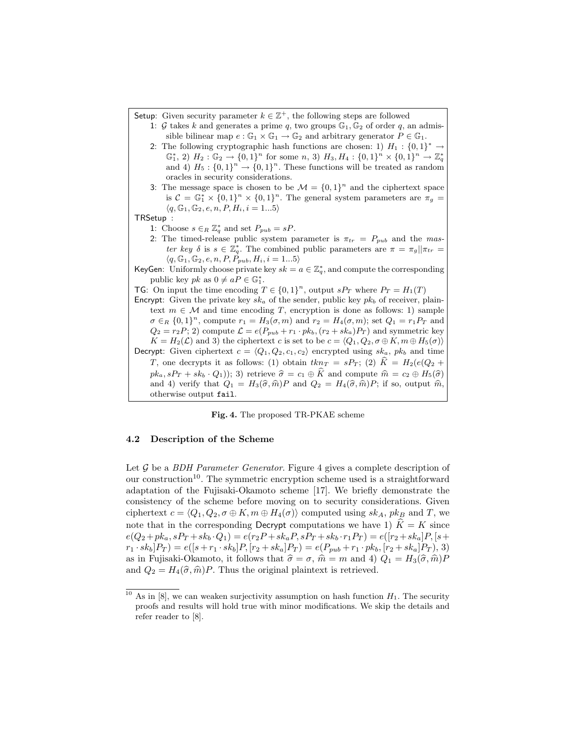**Setup**: Given security parameter $k \in \mathbb{Z}^+$, the following steps are followed

1: $\mathcal{G}$ takes $k$ and generates a prime $q$, two groups $\mathbb{G}_1, \mathbb{G}_2$ of order $q$, an admissible bilinear map $e : \mathbb{G}_1 \times \mathbb{G}_1 \to \mathbb{G}_2$ and arbitrary generator $P \in \mathbb{G}_1$.

2: The following cryptographic hash functions are chosen: 1) $H_1 : \{0,1\}^* \to \mathbb{G}_1^*$, 2) $H_2 : \mathbb{G}_2 \to \{0,1\}^n$ for some $n$, 3) $H_3, H_4 : \{0,1\}^n \times \{0,1\}^n \to \mathbb{Z}_q^*$ and 4) $H_5 : \{0,1\}^n \to \{0,1\}^n$. These functions will be treated as random oracles in security considerations.

3: The message space is chosen to be $\mathcal{M} = \{0,1\}^n$ and the ciphertext space is $\mathcal{C} = \mathbb{G}_1^* \times \{0,1\}^n \times \{0,1\}^n$. The general system parameters are $\pi_g = \langle q, \mathbb{G}_1, \mathbb{G}_2, e, n, P, H_i, i = 1...5\rangle$

**TRSetup** :

1: Choose $s \in_R \mathbb{Z}_q^*$ and set $P_{pub} = sP$.

2: The timed-release public system parameter is $\pi_{tr} = P_{pub}$ and the *master key* $\delta$ is $s \in \mathbb{Z}_q^*$. The combined public parameters are $\pi = \pi_g || \pi_{tr} = \langle q, \mathbb{G}_1, \mathbb{G}_2, e, n, P, P_{pub}, H_i, i = 1...5\rangle$

**KeyGen**: Uniformly choose private key $sk = a \in \mathbb{Z}_q^*$, and compute the corresponding public key $pk$ as $0 \neq aP \in \mathbb{G}_1^*$.

**TG**: On input the time encoding $T \in \{0,1\}^n$, output $sP_T$ where $P_T = H_1(T)$

**Encrypt**: Given the private key $sk_a$ of the sender, public key $pk_b$ of receiver, plaintext $m \in \mathcal{M}$ and time encoding $T$, encryption is done as follows: 1) sample $\sigma \in_R \{0,1\}^n$, compute $r_1 = H_3(\sigma, m)$ and $r_2 = H_4(\sigma, m)$; set $Q_1 = r_1 P_T$ and $Q_2 = r_2 P$; 2) compute $\mathcal{L} = e(P_{pub} + r_1 \cdot pk_b, (r_2 + sk_a)P_T)$ and symmetric key $K = H_2(\mathcal{L})$ and 3) the ciphertext $c$ is set to be $c = \langle Q_1, Q_2, \sigma \oplus K, m \oplus H_5(\sigma)\rangle$

**Decrypt**: Given ciphertext $c = \langle Q_1, Q_2, c_1, c_2\rangle$ encrypted using $sk_a$, $pk_b$ and time $T$, one decrypts it as follows: (1) obtain $tkn_T = sP_T$; (2) $\widehat{K} = H_2(e(Q_2 + pk_a, sP_T + sk_b \cdot Q_1))$; 3) retrieve $\widehat{\sigma} = c_1 \oplus \widehat{K}$ and compute $\widehat{m} = c_2 \oplus H_5(\widehat{\sigma})$ and 4) verify that $Q_1 = H_3(\widehat{\sigma}, \widehat{m})P$ and $Q_2 = H_4(\widehat{\sigma}, \widehat{m})P$; if so, output $\widehat{m}$, otherwise output `fail`.

**Fig. 4.** The proposed TR-PKAE scheme

### 4.2 Description of the Scheme

Let $\mathcal{G}$ be a *BDH Parameter Generator*. Figure 4 gives a complete description of our construction[10]. The symmetric encryption scheme used is a straightforward adaptation of the Fujisaki-Okamoto scheme [17]. We briefly demonstrate the consistency of the scheme before moving on to security considerations. Given ciphertext $c = \langle Q_1, Q_2, \sigma \oplus K, m \oplus H_4(\sigma)\rangle$ computed using $sk_A$, $pk_B$ and $T$, we note that in the corresponding Decrypt computations we have 1) $\widehat{K} = K$ since $e(Q_2 + pk_a, sP_T + sk_b \cdot Q_1) = e(r_2 P + sk_a P, sP_T + sk_b \cdot r_1 P_T) = e([r_2 + sk_a]P, [s + r_1 \cdot sk_b]P_T) = e([s + r_1 \cdot sk_b]P, [r_2 + sk_a]P_T) = e(P_{pub} + r_1 \cdot pk_b, [r_2 + sk_a]P_T)$, 3) as in Fujisaki-Okamoto, it follows that $\widehat{\sigma} = \sigma$, $\widehat{m} = m$ and 4) $Q_1 = H_3(\widehat{\sigma}, \widehat{m})P$ and $Q_2 = H_4(\widehat{\sigma}, \widehat{m})P$. Thus the original plaintext is retrieved.

[10] As in [8], we can weaken surjectivity assumption on hash function $H_1$. The security proofs and results will hold true with minor modifications. We skip the details and refer reader to [8].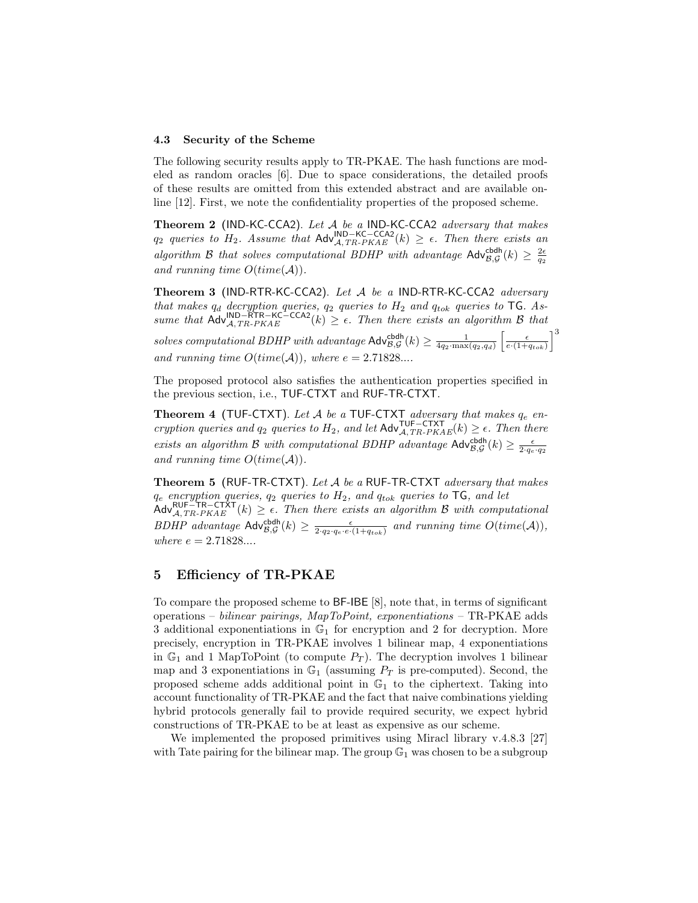### 4.3 Security of the Scheme

The following security results apply to TR-PKAE. The hash functions are modeled as random oracles [6]. Due to space considerations, the detailed proofs of these results are omitted from this extended abstract and are available online [12]. First, we note the confidentiality properties of the proposed scheme.

**Theorem 2** (IND-KC-CCA2). *Let $\mathcal{A}$ be a* IND-KC-CCA2 *adversary that makes $q_2$ queries to $H_2$. Assume that $\mathsf{Adv}^{\mathsf{IND-KC-CCA2}}_{\mathcal{A},TR\text{-}PKAE}(k) \geq \epsilon$. Then there exists an algorithm $\mathcal{B}$ that solves computational BDHP with advantage $\mathsf{Adv}^{\mathsf{cbdh}}_{\mathcal{B},\mathcal{G}}(k) \geq \frac{2\epsilon}{q_2}$ and running time $O(time(\mathcal{A}))$.*

**Theorem 3** (IND-RTR-KC-CCA2). *Let $\mathcal{A}$ be a* IND-RTR-KC-CCA2 *adversary that makes $q_d$ decryption queries, $q_2$ queries to $H_2$ and $q_{tok}$ queries to* TG*. Assume that $\mathsf{Adv}^{\mathsf{IND-RTR-KC-CCA2}}_{\mathcal{A},TR\text{-}PKAE}(k) \geq \epsilon$. Then there exists an algorithm $\mathcal{B}$ that solves computational BDHP with advantage $\mathsf{Adv}^{\mathsf{cbdh}}_{\mathcal{B},\mathcal{G}}(k) \geq \frac{1}{4q_2 \cdot \max(q_2,q_d)} \left[\frac{\epsilon}{e\cdot(1+q_{tok})}\right]^3$ and running time $O(time(\mathcal{A}))$, where $e = 2.71828...$.*

The proposed protocol also satisfies the authentication properties specified in the previous section, i.e., TUF-CTXT and RUF-TR-CTXT.

**Theorem 4** (TUF-CTXT). *Let $\mathcal{A}$ be a* TUF-CTXT *adversary that makes $q_e$ encryption queries and $q_2$ queries to $H_2$, and let $\mathsf{Adv}^{\mathsf{TUF-CTXT}}_{\mathcal{A},TR\text{-}PKAE}(k) \geq \epsilon$. Then there exists an algorithm $\mathcal{B}$ with computational BDHP advantage $\mathsf{Adv}^{\mathsf{cbdh}}_{\mathcal{B},\mathcal{G}}(k) \geq \frac{\epsilon}{2\cdot q_e \cdot q_2}$ and running time $O(time(\mathcal{A}))$.*

**Theorem 5** (RUF-TR-CTXT). *Let $\mathcal{A}$ be a* RUF-TR-CTXT *adversary that makes $q_e$ encryption queries, $q_2$ queries to $H_2$, and $q_{tok}$ queries to* TG*, and let $\mathsf{Adv}^{\mathsf{RUF-TR-CTXT}}_{\mathcal{A},TR\text{-}PKAE}(k) \geq \epsilon$. Then there exists an algorithm $\mathcal{B}$ with computational BDHP advantage $\mathsf{Adv}^{\mathsf{cbdh}}_{\mathcal{B},\mathcal{G}}(k) \geq \frac{\epsilon}{2\cdot q_2 \cdot q_e \cdot e\cdot(1+q_{tok})}$ and running time $O(time(\mathcal{A}))$, where $e = 2.71828...$.*

## 5 Efficiency of TR-PKAE

To compare the proposed scheme to BF-IBE [8], note that, in terms of significant operations – *bilinear pairings, MapToPoint, exponentiations* – TR-PKAE adds 3 additional exponentiations in $\mathbb{G}_1$ for encryption and 2 for decryption. More precisely, encryption in TR-PKAE involves 1 bilinear map, 4 exponentiations in $\mathbb{G}_1$ and 1 MapToPoint (to compute $P_T$). The decryption involves 1 bilinear map and 3 exponentiations in $\mathbb{G}_1$ (assuming $P_T$ is pre-computed). Second, the proposed scheme adds additional point in $\mathbb{G}_1$ to the ciphertext. Taking into account functionality of TR-PKAE and the fact that naive combinations yielding hybrid protocols generally fail to provide required security, we expect hybrid constructions of TR-PKAE to be at least as expensive as our scheme.

We implemented the proposed primitives using Miracl library v.4.8.3 [27] with Tate pairing for the bilinear map. The group $\mathbb{G}_1$ was chosen to be a subgroup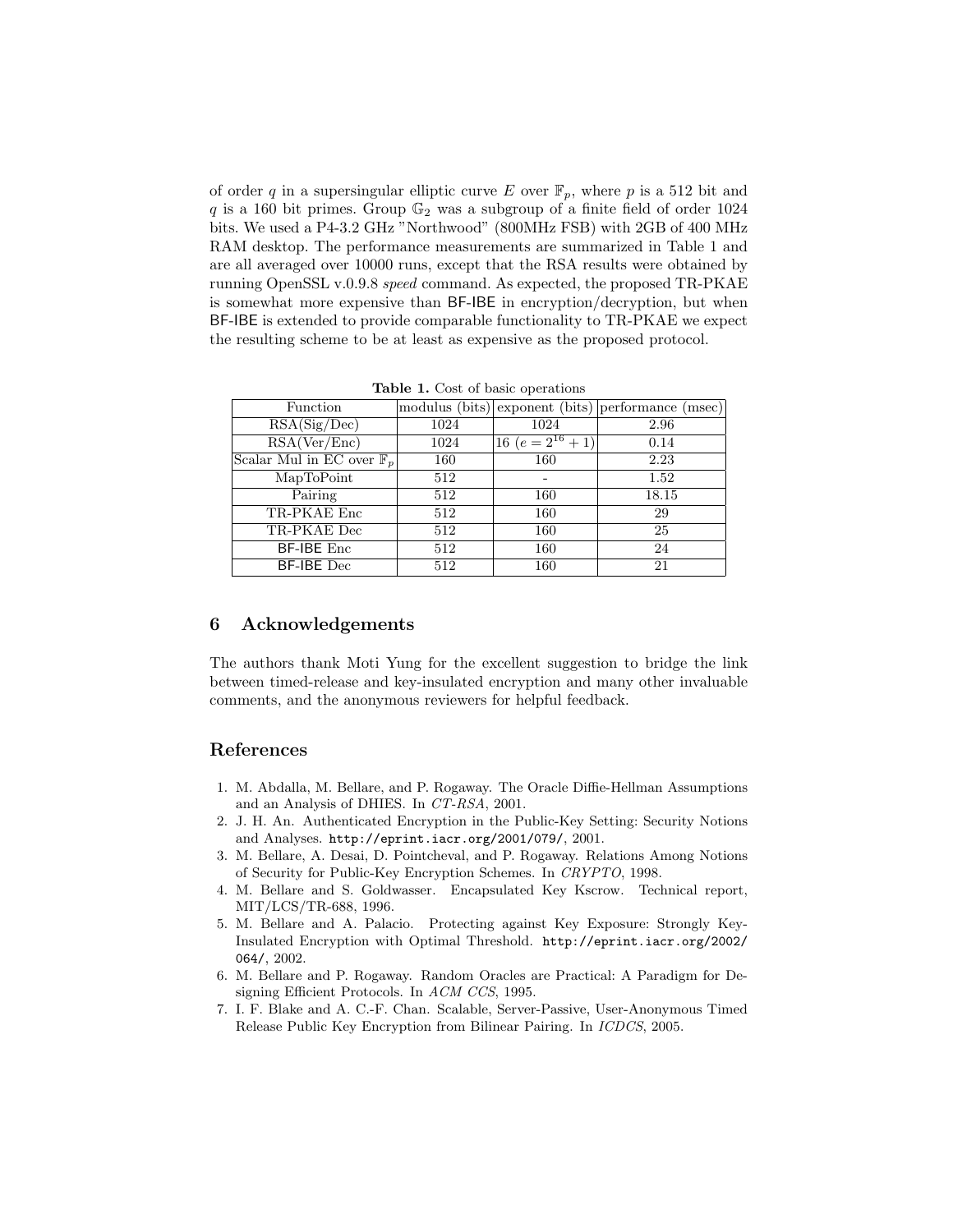of order $q$ in a supersingular elliptic curve $E$ over $\mathbb{F}_p$, where $p$ is a 512 bit and $q$ is a 160 bit primes. Group $\mathbb{G}_2$ was a subgroup of a finite field of order 1024 bits. We used a P4-3.2 GHz "Northwood" (800MHz FSB) with 2GB of 400 MHz RAM desktop. The performance measurements are summarized in Table 1 and are all averaged over 10000 runs, except that the RSA results were obtained by running OpenSSL v.0.9.8 *speed* command. As expected, the proposed TR-PKAE is somewhat more expensive than BF-IBE in encryption/decryption, but when BF-IBE is extended to provide comparable functionality to TR-PKAE we expect the resulting scheme to be at least as expensive as the proposed protocol.

**Table 1.** Cost of basic operations

| Function | modulus (bits) | exponent (bits) | performance (msec) |
|---|---|---|---|
| RSA(Sig/Dec) | 1024 | 1024 | 2.96 |
| RSA(Ver/Enc) | 1024 | 16 ($e = 2^{16} + 1$) | 0.14 |
| Scalar Mul in EC over $\mathbb{F}_p$ | 160 | 160 | 2.23 |
| MapToPoint | 512 | - | 1.52 |
| Pairing | 512 | 160 | 18.15 |
| TR-PKAE Enc | 512 | 160 | 29 |
| TR-PKAE Dec | 512 | 160 | 25 |
| BF-IBE Enc | 512 | 160 | 24 |
| BF-IBE Dec | 512 | 160 | 21 |

## 6 Acknowledgements

The authors thank Moti Yung for the excellent suggestion to bridge the link between timed-release and key-insulated encryption and many other invaluable comments, and the anonymous reviewers for helpful feedback.

## References

1. M. Abdalla, M. Bellare, and P. Rogaway. The Oracle Diffie-Hellman Assumptions and an Analysis of DHIES. In *CT-RSA*, 2001.
2. J. H. An. Authenticated Encryption in the Public-Key Setting: Security Notions and Analyses. `http://eprint.iacr.org/2001/079/`, 2001.
3. M. Bellare, A. Desai, D. Pointcheval, and P. Rogaway. Relations Among Notions of Security for Public-Key Encryption Schemes. In *CRYPTO*, 1998.
4. M. Bellare and S. Goldwasser. Encapsulated Key Kscrow. Technical report, MIT/LCS/TR-688, 1996.
5. M. Bellare and A. Palacio. Protecting against Key Exposure: Strongly Key-Insulated Encryption with Optimal Threshold. `http://eprint.iacr.org/2002/064/`, 2002.
6. M. Bellare and P. Rogaway. Random Oracles are Practical: A Paradigm for Designing Efficient Protocols. In *ACM CCS*, 1995.
7. I. F. Blake and A. C.-F. Chan. Scalable, Server-Passive, User-Anonymous Timed Release Public Key Encryption from Bilinear Pairing. In *ICDCS*, 2005.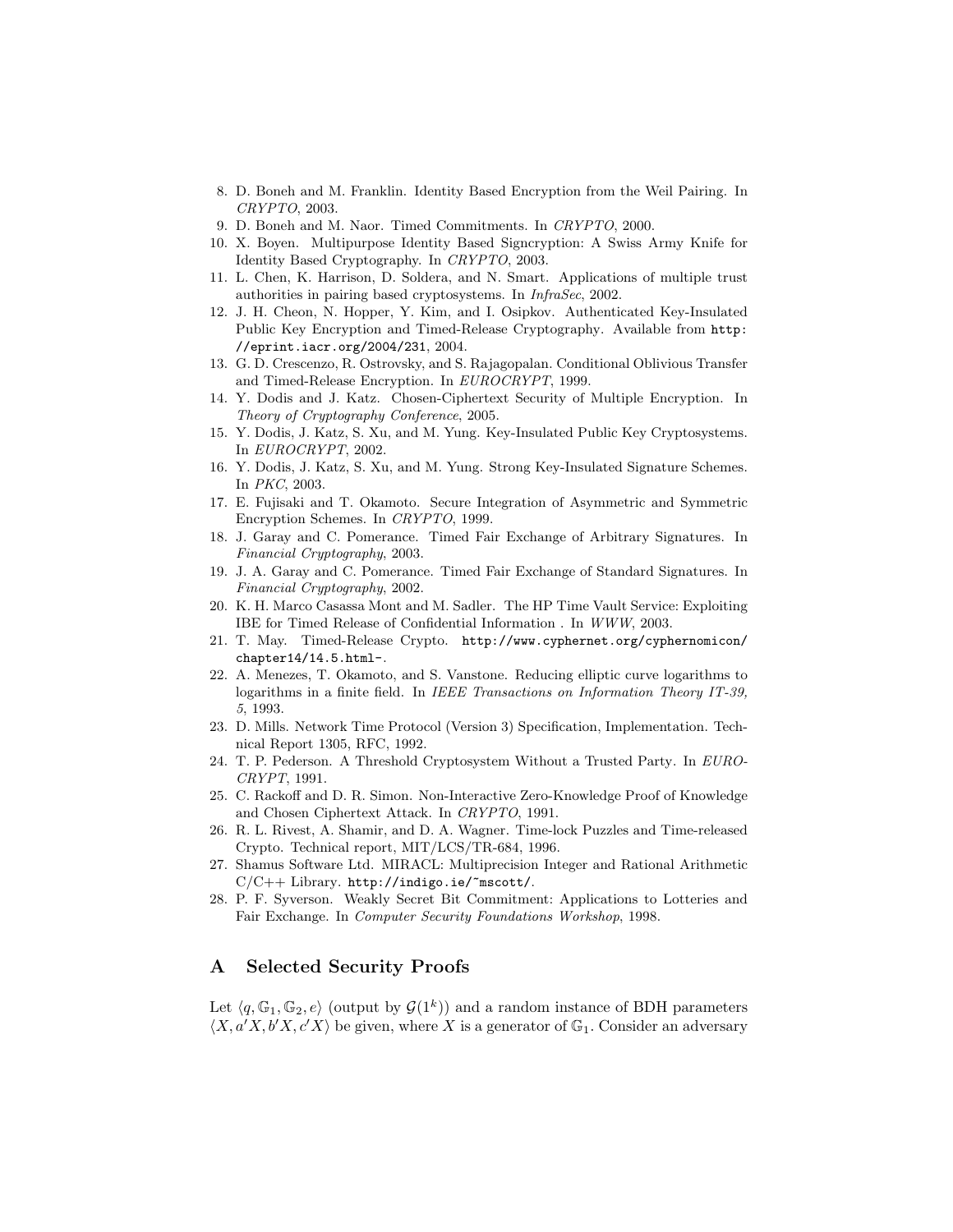8. D. Boneh and M. Franklin. Identity Based Encryption from the Weil Pairing. In *CRYPTO*, 2003.
9. D. Boneh and M. Naor. Timed Commitments. In *CRYPTO*, 2000.
10. X. Boyen. Multipurpose Identity Based Signcryption: A Swiss Army Knife for Identity Based Cryptography. In *CRYPTO*, 2003.
11. L. Chen, K. Harrison, D. Soldera, and N. Smart. Applications of multiple trust authorities in pairing based cryptosystems. In *InfraSec*, 2002.
12. J. H. Cheon, N. Hopper, Y. Kim, and I. Osipkov. Authenticated Key-Insulated Public Key Encryption and Timed-Release Cryptography. Available from `http://eprint.iacr.org/2004/231`, 2004.
13. G. D. Crescenzo, R. Ostrovsky, and S. Rajagopalan. Conditional Oblivious Transfer and Timed-Release Encryption. In *EUROCRYPT*, 1999.
14. Y. Dodis and J. Katz. Chosen-Ciphertext Security of Multiple Encryption. In *Theory of Cryptography Conference*, 2005.
15. Y. Dodis, J. Katz, S. Xu, and M. Yung. Key-Insulated Public Key Cryptosystems. In *EUROCRYPT*, 2002.
16. Y. Dodis, J. Katz, S. Xu, and M. Yung. Strong Key-Insulated Signature Schemes. In *PKC*, 2003.
17. E. Fujisaki and T. Okamoto. Secure Integration of Asymmetric and Symmetric Encryption Schemes. In *CRYPTO*, 1999.
18. J. Garay and C. Pomerance. Timed Fair Exchange of Arbitrary Signatures. In *Financial Cryptography*, 2003.
19. J. A. Garay and C. Pomerance. Timed Fair Exchange of Standard Signatures. In *Financial Cryptography*, 2002.
20. K. H. Marco Casassa Mont and M. Sadler. The HP Time Vault Service: Exploiting IBE for Timed Release of Confidential Information . In *WWW*, 2003.
21. T. May. Timed-Release Crypto. `http://www.cyphernet.org/cyphernomicon/chapter14/14.5.html-`.
22. A. Menezes, T. Okamoto, and S. Vanstone. Reducing elliptic curve logarithms to logarithms in a finite field. In *IEEE Transactions on Information Theory IT-39, 5*, 1993.
23. D. Mills. Network Time Protocol (Version 3) Specification, Implementation. Technical Report 1305, RFC, 1992.
24. T. P. Pederson. A Threshold Cryptosystem Without a Trusted Party. In *EUROCRYPT*, 1991.
25. C. Rackoff and D. R. Simon. Non-Interactive Zero-Knowledge Proof of Knowledge and Chosen Ciphertext Attack. In *CRYPTO*, 1991.
26. R. L. Rivest, A. Shamir, and D. A. Wagner. Time-lock Puzzles and Time-released Crypto. Technical report, MIT/LCS/TR-684, 1996.
27. Shamus Software Ltd. MIRACL: Multiprecision Integer and Rational Arithmetic C/C++ Library. `http://indigo.ie/~mscott/`.
28. P. F. Syverson. Weakly Secret Bit Commitment: Applications to Lotteries and Fair Exchange. In *Computer Security Foundations Workshop*, 1998.

## A Selected Security Proofs

Let $\langle q, \mathbb{G}_1, \mathbb{G}_2, e \rangle$ (output by $\mathcal{G}(1^k)$) and a random instance of BDH parameters $\langle X, a'X, b'X, c'X \rangle$ be given, where $X$ is a generator of $\mathbb{G}_1$. Consider an adversary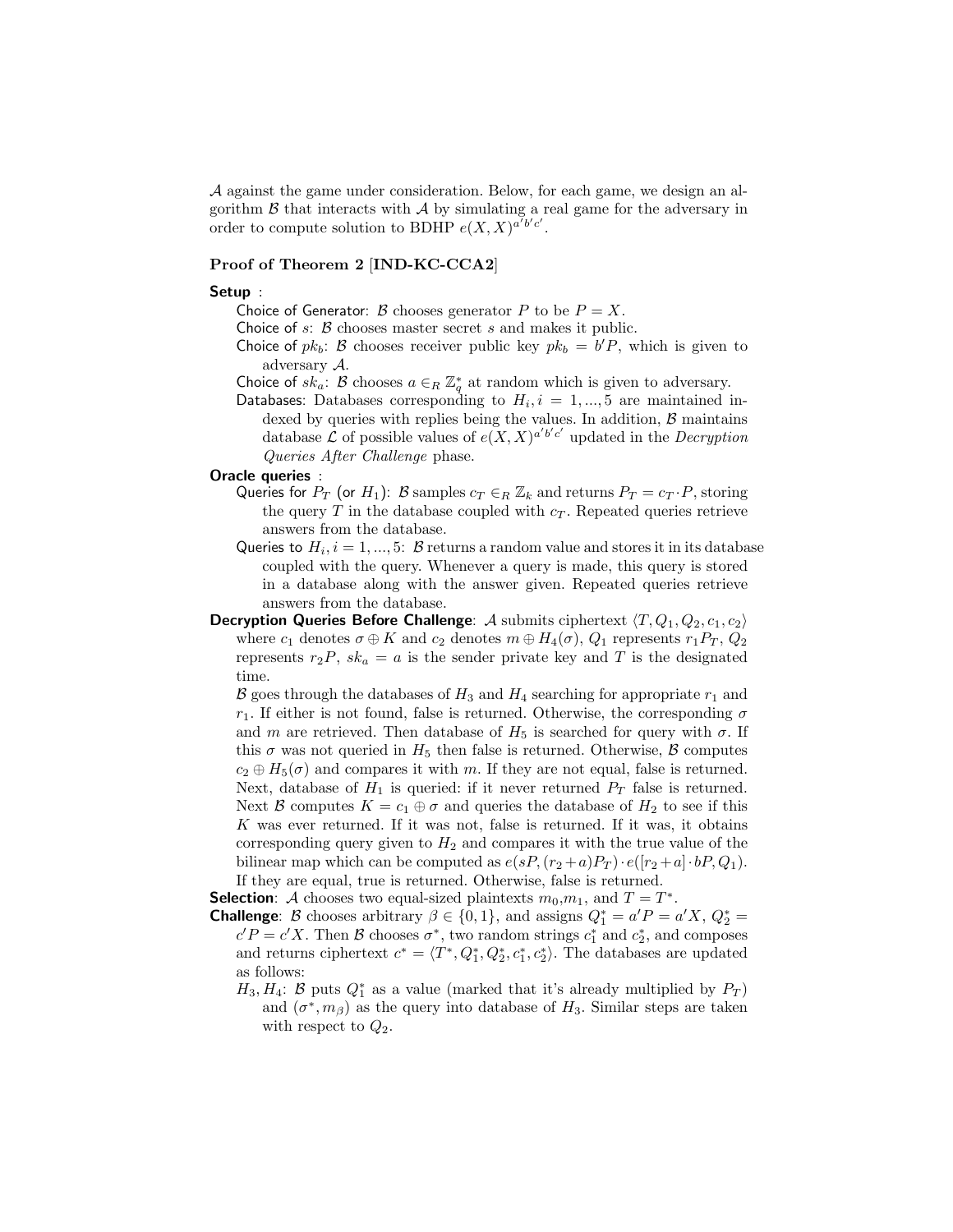$\mathcal{A}$ against the game under consideration. Below, for each game, we design an algorithm $\mathcal{B}$ that interacts with $\mathcal{A}$ by simulating a real game for the adversary in order to compute solution to BDHP $e(X,X)^{a'b'c'}$.

**Proof of Theorem 2 [IND-KC-CCA2]**

**Setup** :

Choice of Generator: $\mathcal{B}$ chooses generator $P$ to be $P = X$.

Choice of $s$: $\mathcal{B}$ chooses master secret $s$ and makes it public.

Choice of $pk_b$: $\mathcal{B}$ chooses receiver public key $pk_b = b'P$, which is given to adversary $\mathcal{A}$.

Choice of $sk_a$: $\mathcal{B}$ chooses $a \in_R \mathbb{Z}_q^*$ at random which is given to adversary.

Databases: Databases corresponding to $H_i, i = 1, ..., 5$ are maintained indexed by queries with replies being the values. In addition, $\mathcal{B}$ maintains database $\mathcal{L}$ of possible values of $e(X,X)^{a'b'c'}$ updated in the *Decryption Queries After Challenge* phase.

**Oracle queries** :

Queries for $P_T$ (or $H_1$): $\mathcal{B}$ samples $c_T \in_R \mathbb{Z}_k$ and returns $P_T = c_T \cdot P$, storing the query $T$ in the database coupled with $c_T$. Repeated queries retrieve answers from the database.

Queries to $H_i, i = 1, ..., 5$: $\mathcal{B}$ returns a random value and stores it in its database coupled with the query. Whenever a query is made, this query is stored in a database along with the answer given. Repeated queries retrieve answers from the database.

**Decryption Queries Before Challenge**: $\mathcal{A}$ submits ciphertext $\langle T, Q_1, Q_2, c_1, c_2 \rangle$ where $c_1$ denotes $\sigma \oplus K$ and $c_2$ denotes $m \oplus H_4(\sigma)$, $Q_1$ represents $r_1 P_T$, $Q_2$ represents $r_2 P$, $sk_a = a$ is the sender private key and $T$ is the designated time.

$\mathcal{B}$ goes through the databases of $H_3$ and $H_4$ searching for appropriate $r_1$ and $r_1$. If either is not found, false is returned. Otherwise, the corresponding $\sigma$ and $m$ are retrieved. Then database of $H_5$ is searched for query with $\sigma$. If this $\sigma$ was not queried in $H_5$ then false is returned. Otherwise, $\mathcal{B}$ computes $c_2 \oplus H_5(\sigma)$ and compares it with $m$. If they are not equal, false is returned. Next, database of $H_1$ is queried: if it never returned $P_T$ false is returned. Next $\mathcal{B}$ computes $K = c_1 \oplus \sigma$ and queries the database of $H_2$ to see if this $K$ was ever returned. If it was not, false is returned. If it was, it obtains corresponding query given to $H_2$ and compares it with the true value of the bilinear map which can be computed as $e(sP, (r_2 + a)P_T) \cdot e([r_2 + a] \cdot bP, Q_1)$. If they are equal, true is returned. Otherwise, false is returned.

**Selection**: $\mathcal{A}$ chooses two equal-sized plaintexts $m_0$,$m_1$, and $T = T^*$.

**Challenge**: $\mathcal{B}$ chooses arbitrary $\beta \in \{0,1\}$, and assigns $Q_1^* = a'P = a'X$, $Q_2^* = c'P = c'X$. Then $\mathcal{B}$ chooses $\sigma^*$, two random strings $c_1^*$ and $c_2^*$, and composes and returns ciphertext $c^* = \langle T^*, Q_1^*, Q_2^*, c_1^*, c_2^* \rangle$. The databases are updated as follows:

$H_3, H_4$: $\mathcal{B}$ puts $Q_1^*$ as a value (marked that it's already multiplied by $P_T$) and $(\sigma^*, m_\beta)$ as the query into database of $H_3$. Similar steps are taken with respect to $Q_2$.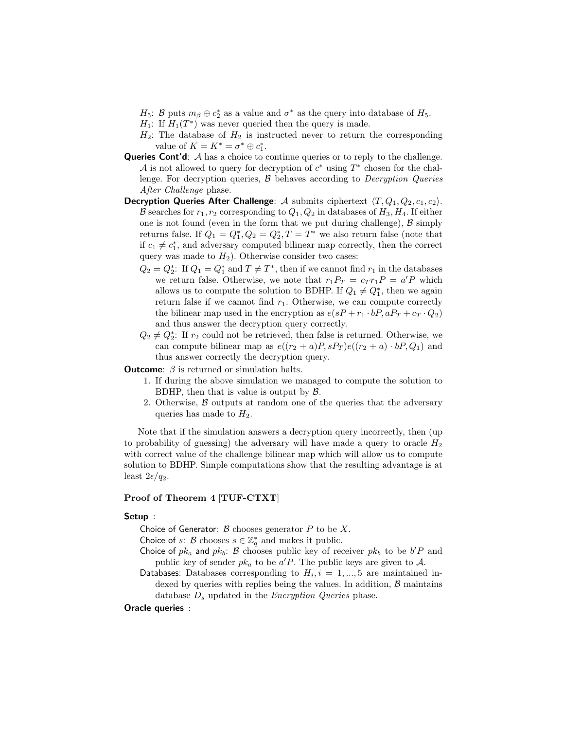$H_5$: $\mathcal{B}$ puts $m_\beta \oplus c_2^*$ as a value and $\sigma^*$ as the query into database of $H_5$.

$H_1$: If $H_1(T^*)$ was never queried then the query is made.

$H_2$: The database of $H_2$ is instructed never to return the corresponding value of $K = K^* = \sigma^* \oplus c_1^*$.

**Queries Cont'd**: $\mathcal{A}$ has a choice to continue queries or to reply to the challenge. $\mathcal{A}$ is not allowed to query for decryption of $c^*$ using $T^*$ chosen for the challenge. For decryption queries, $\mathcal{B}$ behaves according to *Decryption Queries After Challenge* phase.

**Decryption Queries After Challenge**: $\mathcal{A}$ submits ciphertext $\langle T, Q_1, Q_2, c_1, c_2 \rangle$. $\mathcal{B}$ searches for $r_1, r_2$ corresponding to $Q_1, Q_2$ in databases of $H_3, H_4$. If either one is not found (even in the form that we put during challenge), $\mathcal{B}$ simply returns false. If $Q_1 = Q_1^*, Q_2 = Q_2^*, T = T^*$ we also return false (note that if $c_1 \neq c_1^*$, and adversary computed bilinear map correctly, then the correct query was made to $H_2$). Otherwise consider two cases:

$Q_2 = Q_2^*$: If $Q_1 = Q_1^*$ and $T \neq T^*$, then if we cannot find $r_1$ in the databases we return false. Otherwise, we note that $r_1 P_T = c_T r_1 P = a'P$ which allows us to compute the solution to BDHP. If $Q_1 \neq Q_1^*$, then we again return false if we cannot find $r_1$. Otherwise, we can compute correctly the bilinear map used in the encryption as $e(sP + r_1 \cdot bP, aP_T + c_T \cdot Q_2)$ and thus answer the decryption query correctly.

$Q_2 \neq Q_2^*$: If $r_2$ could not be retrieved, then false is returned. Otherwise, we can compute bilinear map as $e((r_2 + a)P, sP_T)e((r_2 + a) \cdot bP, Q_1)$ and thus answer correctly the decryption query.

**Outcome**: $\beta$ is returned or simulation halts.

1. If during the above simulation we managed to compute the solution to BDHP, then that is value is output by $\mathcal{B}$.
2. Otherwise, $\mathcal{B}$ outputs at random one of the queries that the adversary queries has made to $H_2$.

Note that if the simulation answers a decryption query incorrectly, then (up to probability of guessing) the adversary will have made a query to oracle $H_2$ with correct value of the challenge bilinear map which will allow us to compute solution to BDHP. Simple computations show that the resulting advantage is at least $2\epsilon/q_2$.

### Proof of Theorem 4 [TUF-CTXT]

**Setup** :

Choice of Generator: $\mathcal{B}$ chooses generator $P$ to be $X$.

Choice of $s$: $\mathcal{B}$ chooses $s \in \mathbb{Z}_q^*$ and makes it public.

Choice of $pk_a$ and $pk_b$: $\mathcal{B}$ chooses public key of receiver $pk_b$ to be $b'P$ and public key of sender $pk_a$ to be $a'P$. The public keys are given to $\mathcal{A}$.

Databases: Databases corresponding to $H_i, i = 1, ..., 5$ are maintained indexed by queries with replies being the values. In addition, $\mathcal{B}$ maintains database $D_s$ updated in the *Encryption Queries* phase.

**Oracle queries** :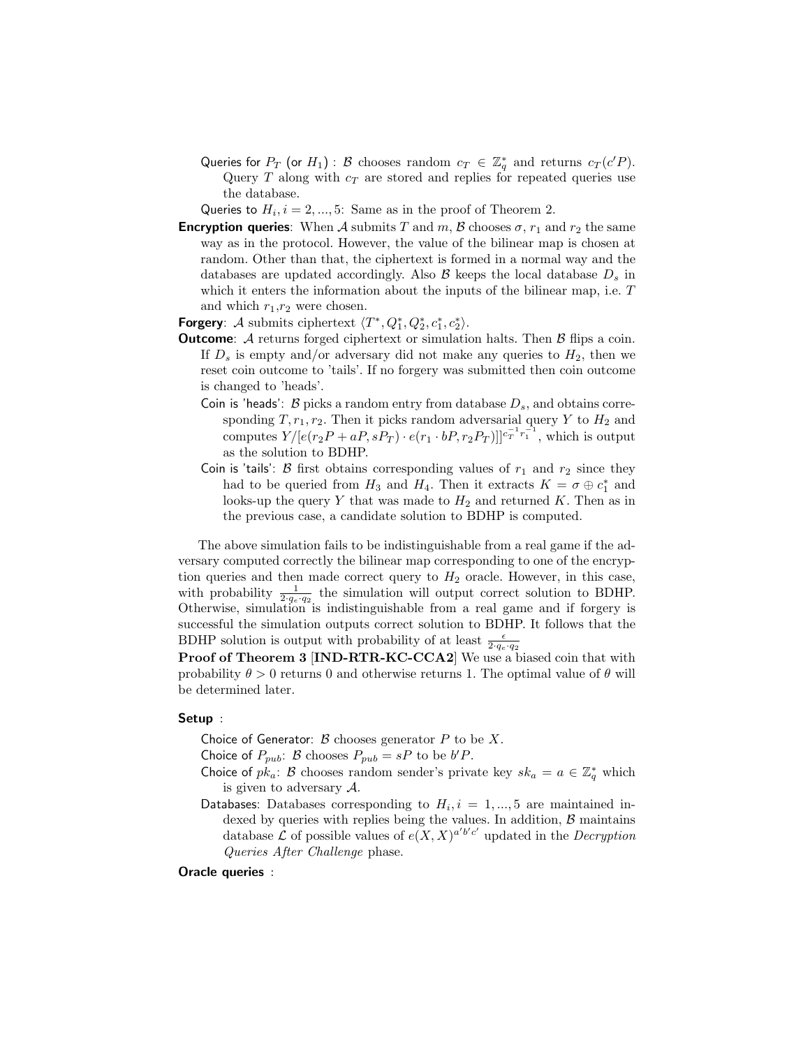Queries for $P_T$ (or $H_1$) : $\mathcal{B}$ chooses random $c_T \in \mathbb{Z}_q^*$ and returns $c_T(c'P)$. Query $T$ along with $c_T$ are stored and replies for repeated queries use the database.

Queries to $H_i, i = 2, ..., 5$: Same as in the proof of Theorem 2.

**Encryption queries**: When $\mathcal{A}$ submits $T$ and $m$, $\mathcal{B}$ chooses $\sigma$, $r_1$ and $r_2$ the same way as in the protocol. However, the value of the bilinear map is chosen at random. Other than that, the ciphertext is formed in a normal way and the databases are updated accordingly. Also $\mathcal{B}$ keeps the local database $D_s$ in which it enters the information about the inputs of the bilinear map, i.e. $T$ and which $r_1$,$r_2$ were chosen.

**Forgery**: $\mathcal{A}$ submits ciphertext $\langle T^*, Q_1^*, Q_2^*, c_1^*, c_2^* \rangle$.

**Outcome**: $\mathcal{A}$ returns forged ciphertext or simulation halts. Then $\mathcal{B}$ flips a coin. If $D_s$ is empty and/or adversary did not make any queries to $H_2$, then we reset coin outcome to 'tails'. If no forgery was submitted then coin outcome is changed to 'heads'.

Coin is 'heads': $\mathcal{B}$ picks a random entry from database $D_s$, and obtains corresponding $T, r_1, r_2$. Then it picks random adversarial query $Y$ to $H_2$ and computes $Y/[e(r_2P + aP, sP_T) \cdot e(r_1 \cdot bP, r_2P_T)]^{c_T^{-1} r_1^{-1}}$, which is output as the solution to BDHP.

Coin is 'tails': $\mathcal{B}$ first obtains corresponding values of $r_1$ and $r_2$ since they had to be queried from $H_3$ and $H_4$. Then it extracts $K = \sigma \oplus c_1^*$ and looks-up the query $Y$ that was made to $H_2$ and returned $K$. Then as in the previous case, a candidate solution to BDHP is computed.

The above simulation fails to be indistinguishable from a real game if the adversary computed correctly the bilinear map corresponding to one of the encryption queries and then made correct query to $H_2$ oracle. However, in this case, with probability $\frac{1}{2 \cdot q_e \cdot q_2}$ the simulation will output correct solution to BDHP. Otherwise, simulation is indistinguishable from a real game and if forgery is successful the simulation outputs correct solution to BDHP. It follows that the BDHP solution is output with probability of at least $\frac{\epsilon}{2 \cdot q_e \cdot q_2}$

**Proof of Theorem 3 [IND-RTR-KC-CCA2]** We use a biased coin that with probability $\theta > 0$ returns 0 and otherwise returns 1. The optimal value of $\theta$ will be determined later.

**Setup** :

Choice of Generator: $\mathcal{B}$ chooses generator $P$ to be $X$.

Choice of $P_{pub}$: $\mathcal{B}$ chooses $P_{pub} = sP$ to be $b'P$.

Choice of $pk_a$: $\mathcal{B}$ chooses random sender's private key $sk_a = a \in \mathbb{Z}_q^*$ which is given to adversary $\mathcal{A}$.

Databases: Databases corresponding to $H_i, i = 1, ..., 5$ are maintained indexed by queries with replies being the values. In addition, $\mathcal{B}$ maintains database $\mathcal{L}$ of possible values of $e(X, X)^{a'b'c'}$ updated in the *Decryption Queries After Challenge* phase.

**Oracle queries** :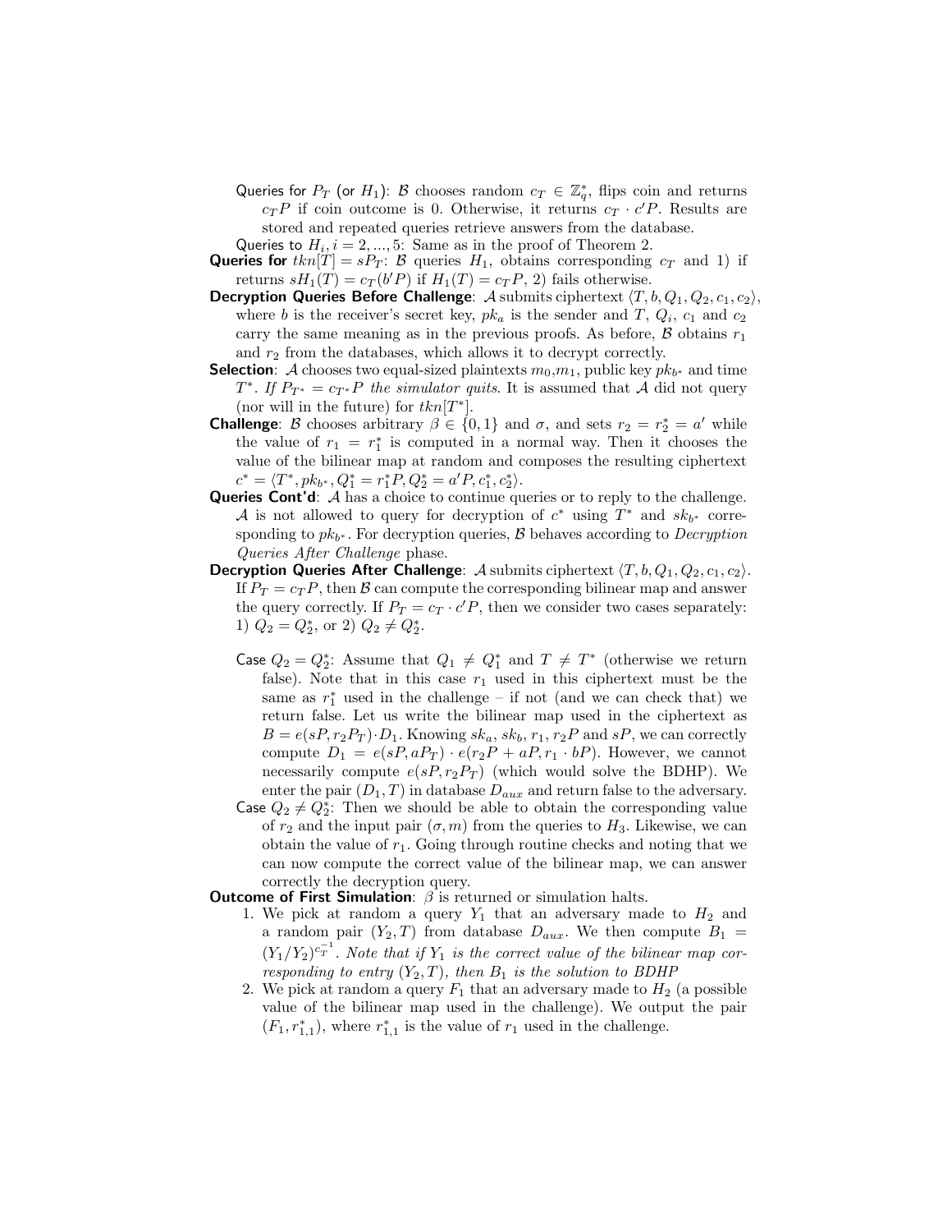Queries for $P_T$ (or $H_1$): $\mathcal{B}$ chooses random $c_T \in \mathbb{Z}_q^*$, flips coin and returns $c_T P$ if coin outcome is 0. Otherwise, it returns $c_T \cdot c'P$. Results are stored and repeated queries retrieve answers from the database.

Queries to $H_i, i = 2, ..., 5$: Same as in the proof of Theorem 2.

**Queries for** $tkn[T] = sP_T$: $\mathcal{B}$ queries $H_1$, obtains corresponding $c_T$ and 1) if returns $sH_1(T) = c_T(b'P)$ if $H_1(T) = c_T P$, 2) fails otherwise.

**Decryption Queries Before Challenge**: $\mathcal{A}$ submits ciphertext $\langle T, b, Q_1, Q_2, c_1, c_2 \rangle$, where $b$ is the receiver's secret key, $pk_a$ is the sender and $T$, $Q_i$, $c_1$ and $c_2$ carry the same meaning as in the previous proofs. As before, $\mathcal{B}$ obtains $r_1$ and $r_2$ from the databases, which allows it to decrypt correctly.

**Selection**: $\mathcal{A}$ chooses two equal-sized plaintexts $m_0, m_1$, public key $pk_{b^*}$ and time $T^*$. *If $P_{T^*} = c_{T^*}P$ the simulator quits.* It is assumed that $\mathcal{A}$ did not query (nor will in the future) for $tkn[T^*]$.

**Challenge**: $\mathcal{B}$ chooses arbitrary $\beta \in \{0, 1\}$ and $\sigma$, and sets $r_2 = r_2^* = a'$ while the value of $r_1 = r_1^*$ is computed in a normal way. Then it chooses the value of the bilinear map at random and composes the resulting ciphertext $c^* = \langle T^*, pk_{b^*}, Q_1^* = r_1^* P, Q_2^* = a'P, c_1^*, c_2^* \rangle$.

**Queries Cont'd**: $\mathcal{A}$ has a choice to continue queries or to reply to the challenge. $\mathcal{A}$ is not allowed to query for decryption of $c^*$ using $T^*$ and $sk_{b^*}$ corresponding to $pk_{b^*}$. For decryption queries, $\mathcal{B}$ behaves according to *Decryption Queries After Challenge* phase.

**Decryption Queries After Challenge**: $\mathcal{A}$ submits ciphertext $\langle T, b, Q_1, Q_2, c_1, c_2 \rangle$. If $P_T = c_T P$, then $\mathcal{B}$ can compute the corresponding bilinear map and answer the query correctly. If $P_T = c_T \cdot c'P$, then we consider two cases separately: 1) $Q_2 = Q_2^*$, or 2) $Q_2 \neq Q_2^*$.

Case $Q_2 = Q_2^*$: Assume that $Q_1 \neq Q_1^*$ and $T \neq T^*$ (otherwise we return false). Note that in this case $r_1$ used in this ciphertext must be the same as $r_1^*$ used in the challenge – if not (and we can check that) we return false. Let us write the bilinear map used in the ciphertext as $B = e(sP, r_2 P_T) \cdot D_1$. Knowing $sk_a$, $sk_b$, $r_1$, $r_2 P$ and $sP$, we can correctly compute $D_1 = e(sP, aP_T) \cdot e(r_2 P + aP, r_1 \cdot bP)$. However, we cannot necessarily compute $e(sP, r_2 P_T)$ (which would solve the BDHP). We enter the pair $(D_1, T)$ in database $D_{aux}$ and return false to the adversary.

Case $Q_2 \neq Q_2^*$: Then we should be able to obtain the corresponding value of $r_2$ and the input pair $(\sigma, m)$ from the queries to $H_3$. Likewise, we can obtain the value of $r_1$. Going through routine checks and noting that we can now compute the correct value of the bilinear map, we can answer correctly the decryption query.

**Outcome of First Simulation**: $\beta$ is returned or simulation halts.

1. We pick at random a query $Y_1$ that an adversary made to $H_2$ and a random pair $(Y_2, T)$ from database $D_{aux}$. We then compute $B_1 = (Y_1/Y_2)^{c_T^{-1}}$. *Note that if $Y_1$ is the correct value of the bilinear map corresponding to entry $(Y_2, T)$, then $B_1$ is the solution to BDHP*
2. We pick at random a query $F_1$ that an adversary made to $H_2$ (a possible value of the bilinear map used in the challenge). We output the pair $(F_1, r_{1,1}^*)$, where $r_{1,1}^*$ is the value of $r_1$ used in the challenge.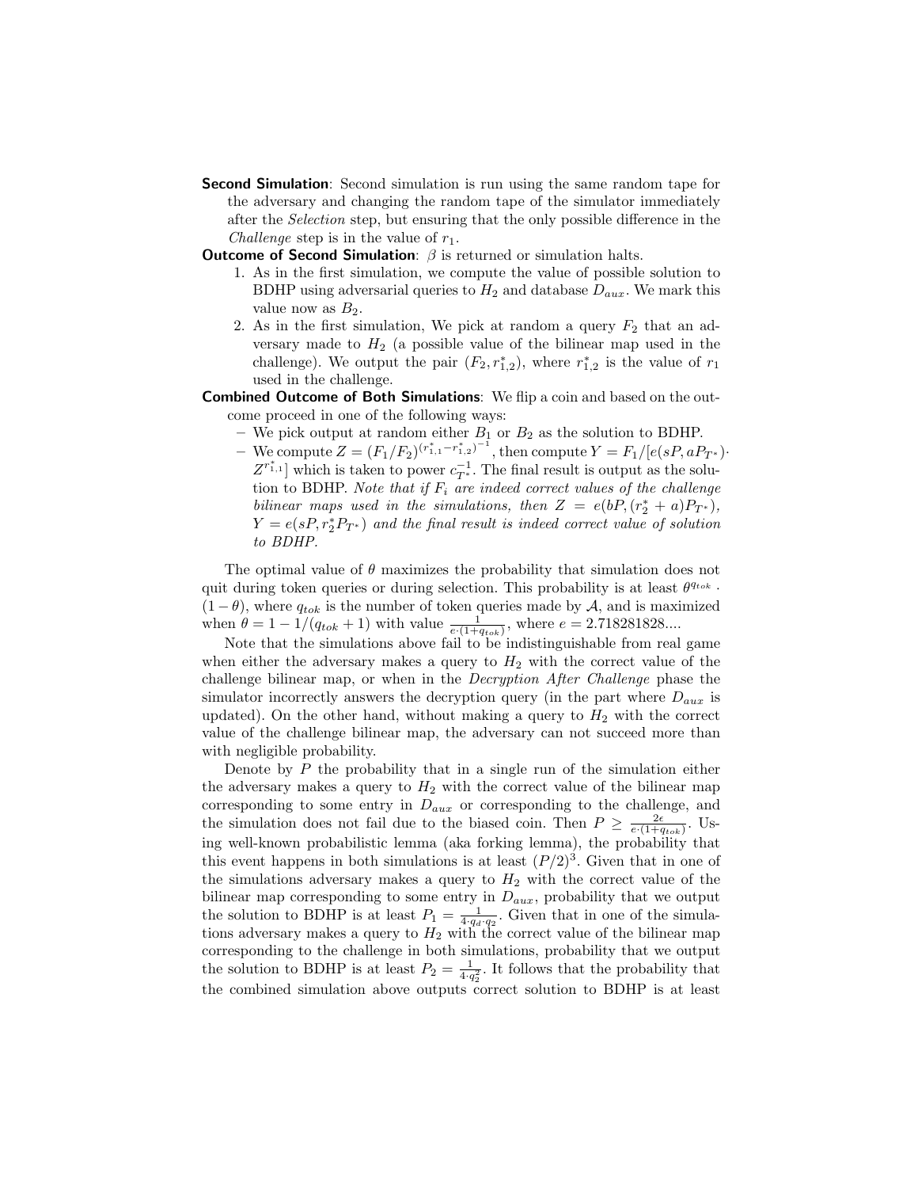**Second Simulation**: Second simulation is run using the same random tape for the adversary and changing the random tape of the simulator immediately after the *Selection* step, but ensuring that the only possible difference in the *Challenge* step is in the value of $r_1$.

**Outcome of Second Simulation**: $\beta$ is returned or simulation halts.

1. As in the first simulation, we compute the value of possible solution to BDHP using adversarial queries to $H_2$ and database $D_{aux}$. We mark this value now as $B_2$.
2. As in the first simulation, We pick at random a query $F_2$ that an adversary made to $H_2$ (a possible value of the bilinear map used in the challenge). We output the pair $(F_2, r^*_{1,2})$, where $r^*_{1,2}$ is the value of $r_1$ used in the challenge.

**Combined Outcome of Both Simulations**: We flip a coin and based on the outcome proceed in one of the following ways:

- We pick output at random either $B_1$ or $B_2$ as the solution to BDHP.
- We compute $Z = (F_1/F_2)^{(r^*_{1,1} - r^*_{1,2})^{-1}}$, then compute $Y = F_1/[e(sP, aP_{T^*}) \cdot Z^{r^*_{1,1}}]$ which is taken to power $c^{-1}_{T^*}$. The final result is output as the solution to BDHP. *Note that if $F_i$ are indeed correct values of the challenge bilinear maps used in the simulations, then $Z = e(bP, (r^*_2 + a)P_{T^*})$, $Y = e(sP, r^*_2 P_{T^*})$ and the final result is indeed correct value of solution to BDHP.*

The optimal value of $\theta$ maximizes the probability that simulation does not quit during token queries or during selection. This probability is at least $\theta^{q_{tok}} \cdot (1-\theta)$, where $q_{tok}$ is the number of token queries made by $\mathcal{A}$, and is maximized when $\theta = 1 - 1/(q_{tok}+1)$ with value $\frac{1}{e \cdot (1+q_{tok})}$, where $e = 2.718281828....$

Note that the simulations above fail to be indistinguishable from real game when either the adversary makes a query to $H_2$ with the correct value of the challenge bilinear map, or when in the *Decryption After Challenge* phase the simulator incorrectly answers the decryption query (in the part where $D_{aux}$ is updated). On the other hand, without making a query to $H_2$ with the correct value of the challenge bilinear map, the adversary can not succeed more than with negligible probability.

Denote by $P$ the probability that in a single run of the simulation either the adversary makes a query to $H_2$ with the correct value of the bilinear map corresponding to some entry in $D_{aux}$ or corresponding to the challenge, and the simulation does not fail due to the biased coin. Then $P \geq \frac{2\epsilon}{e \cdot (1+q_{tok})}$. Using well-known probabilistic lemma (aka forking lemma), the probability that this event happens in both simulations is at least $(P/2)^3$. Given that in one of the simulations adversary makes a query to $H_2$ with the correct value of the bilinear map corresponding to some entry in $D_{aux}$, probability that we output the solution to BDHP is at least $P_1 = \frac{1}{4 \cdot q_d \cdot q_2}$. Given that in one of the simulations adversary makes a query to $H_2$ with the correct value of the bilinear map corresponding to the challenge in both simulations, probability that we output the solution to BDHP is at least $P_2 = \frac{1}{4 \cdot q_2^2}$. It follows that the probability that the combined simulation above outputs correct solution to BDHP is at least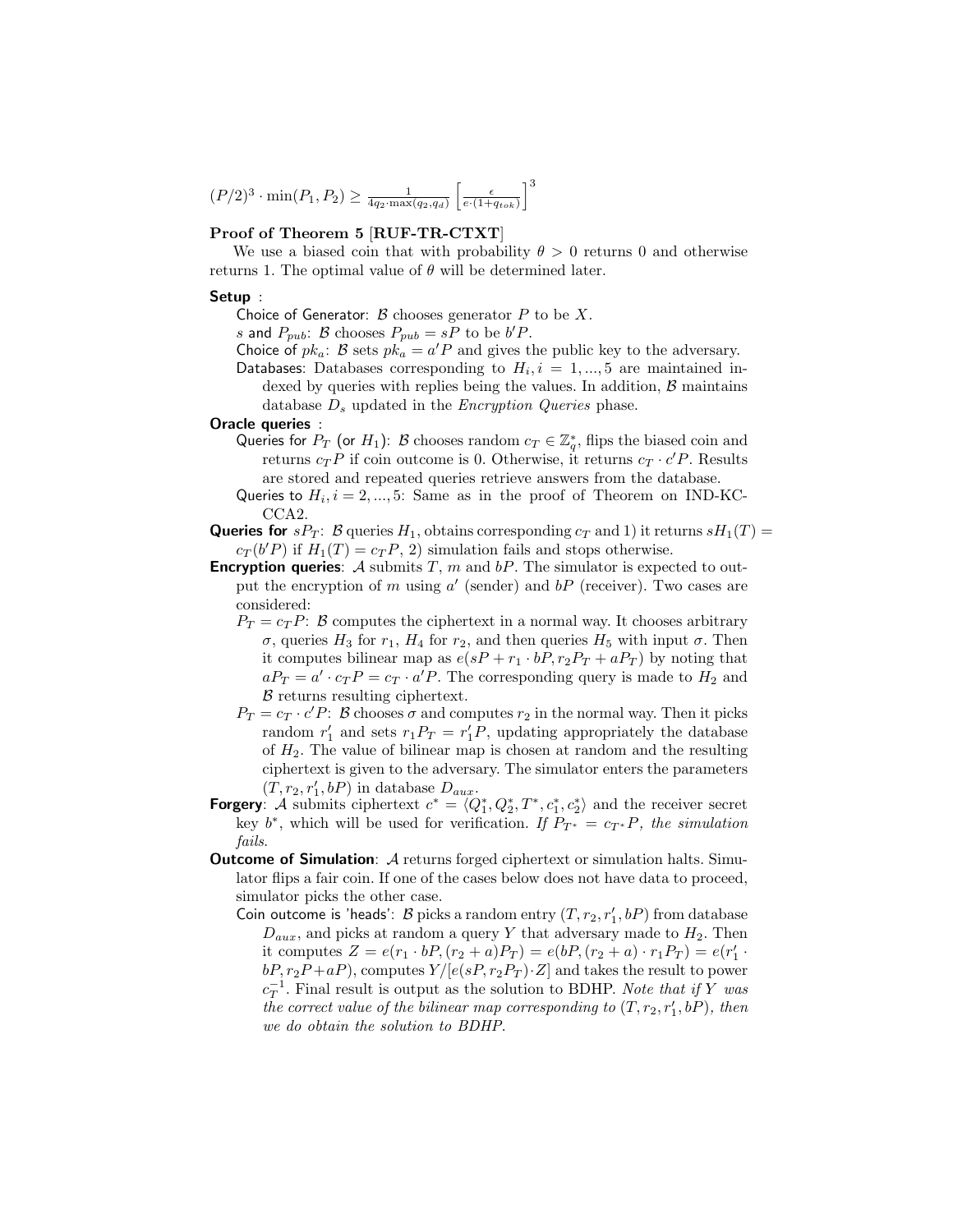$(P/2)^3 \cdot \min(P_1, P_2) \geq \frac{1}{4q_2 \cdot \max(q_2,q_d)} \left[\frac{\epsilon}{e\cdot(1+q_{tok})}\right]^3$

**Proof of Theorem 5 [RUF-TR-CTXT]**

We use a biased coin that with probability $\theta > 0$ returns 0 and otherwise returns 1. The optimal value of $\theta$ will be determined later.

**Setup** :

Choice of Generator: $\mathcal{B}$ chooses generator $P$ to be $X$.

$s$ and $P_{pub}$: $\mathcal{B}$ chooses $P_{pub} = sP$ to be $b'P$.

Choice of $pk_a$: $\mathcal{B}$ sets $pk_a = a'P$ and gives the public key to the adversary.

Databases: Databases corresponding to $H_i, i = 1, ..., 5$ are maintained indexed by queries with replies being the values. In addition, $\mathcal{B}$ maintains database $D_s$ updated in the *Encryption Queries* phase.

**Oracle queries** :

Queries for $P_T$ (or $H_1$): $\mathcal{B}$ chooses random $c_T \in \mathbb{Z}_q^*$, flips the biased coin and returns $c_T P$ if coin outcome is 0. Otherwise, it returns $c_T \cdot c'P$. Results are stored and repeated queries retrieve answers from the database.

Queries to $H_i, i = 2, ..., 5$: Same as in the proof of Theorem on IND-KC-CCA2.

**Queries for** $sP_T$: $\mathcal{B}$ queries $H_1$, obtains corresponding $c_T$ and 1) it returns $sH_1(T) = c_T(b'P)$ if $H_1(T) = c_T P$, 2) simulation fails and stops otherwise.

**Encryption queries**: $\mathcal{A}$ submits $T$, $m$ and $bP$. The simulator is expected to output the encryption of $m$ using $a'$ (sender) and $bP$ (receiver). Two cases are considered:

$P_T = c_T P$: $\mathcal{B}$ computes the ciphertext in a normal way. It chooses arbitrary $\sigma$, queries $H_3$ for $r_1$, $H_4$ for $r_2$, and then queries $H_5$ with input $\sigma$. Then it computes bilinear map as $e(sP + r_1 \cdot bP, r_2 P_T + aP_T)$ by noting that $aP_T = a' \cdot c_T P = c_T \cdot a'P$. The corresponding query is made to $H_2$ and $\mathcal{B}$ returns resulting ciphertext.

$P_T = c_T \cdot c'P$: $\mathcal{B}$ chooses $\sigma$ and computes $r_2$ in the normal way. Then it picks random $r_1'$ and sets $r_1 P_T = r_1' P$, updating appropriately the database of $H_2$. The value of bilinear map is chosen at random and the resulting ciphertext is given to the adversary. The simulator enters the parameters $(T, r_2, r_1', bP)$ in database $D_{aux}$.

**Forgery**: $\mathcal{A}$ submits ciphertext $c^* = \langle Q_1^*, Q_2^*, T^*, c_1^*, c_2^* \rangle$ and the receiver secret key $b^*$, which will be used for verification. *If $P_{T^*} = c_{T^*} P$, the simulation fails.*

**Outcome of Simulation**: $\mathcal{A}$ returns forged ciphertext or simulation halts. Simulator flips a fair coin. If one of the cases below does not have data to proceed, simulator picks the other case.

Coin outcome is 'heads': $\mathcal{B}$ picks a random entry $(T, r_2, r_1', bP)$ from database $D_{aux}$, and picks at random a query $Y$ that adversary made to $H_2$. Then it computes $Z = e(r_1 \cdot bP, (r_2 + a)P_T) = e(bP, (r_2 + a) \cdot r_1 P_T) = e(r_1' \cdot bP, r_2 P + aP)$, computes $Y/[e(sP, r_2 P_T) \cdot Z]$ and takes the result to power $c_T^{-1}$. Final result is output as the solution to BDHP. *Note that if $Y$ was the correct value of the bilinear map corresponding to $(T, r_2, r_1', bP)$, then we do obtain the solution to BDHP.*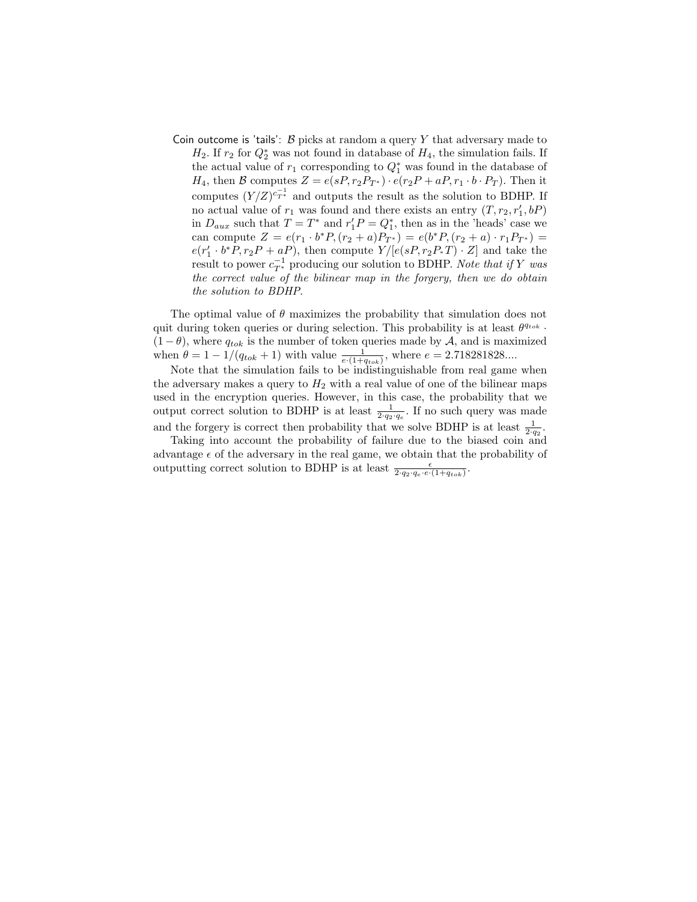Coin outcome is 'tails': $\mathcal{B}$ picks at random a query $Y$ that adversary made to $H_2$. If $r_2$ for $Q_2^*$ was not found in database of $H_4$, the simulation fails. If the actual value of $r_1$ corresponding to $Q_1^*$ was found in the database of $H_4$, then $\mathcal{B}$ computes $Z = e(sP, r_2 P_{T^*}) \cdot e(r_2 P + aP, r_1 \cdot b \cdot P_T)$. Then it computes $(Y/Z)^{c_{T^*}^{-1}}$ and outputs the result as the solution to BDHP. If no actual value of $r_1$ was found and there exists an entry $(T, r_2, r_1', bP)$ in $D_{aux}$ such that $T = T^*$ and $r_1' P = Q_1^*$, then as in the 'heads' case we can compute $Z = e(r_1 \cdot b^* P, (r_2 + a) P_{T^*}) = e(b^* P, (r_2 + a) \cdot r_1 P_{T^*}) = e(r_1' \cdot b^* P, r_2 P + aP)$, then compute $Y/[e(sP, r_2 P_* T) \cdot Z]$ and take the result to power $c_{T^*}^{-1}$ producing our solution to BDHP. *Note that if $Y$ was the correct value of the bilinear map in the forgery, then we do obtain the solution to BDHP.*

The optimal value of $\theta$ maximizes the probability that simulation does not quit during token queries or during selection. This probability is at least $\theta^{q_{tok}} \cdot (1 - \theta)$, where $q_{tok}$ is the number of token queries made by $\mathcal{A}$, and is maximized when $\theta = 1 - 1/(q_{tok} + 1)$ with value $\frac{1}{e \cdot (1 + q_{tok})}$, where $e = 2.718281828....$

Note that the simulation fails to be indistinguishable from real game when the adversary makes a query to $H_2$ with a real value of one of the bilinear maps used in the encryption queries. However, in this case, the probability that we output correct solution to BDHP is at least $\frac{1}{2 \cdot q_2 \cdot q_e}$. If no such query was made and the forgery is correct then probability that we solve BDHP is at least $\frac{1}{2 \cdot q_2}$.

Taking into account the probability of failure due to the biased coin and advantage $\epsilon$ of the adversary in the real game, we obtain that the probability of outputting correct solution to BDHP is at least $\frac{\epsilon}{2 \cdot q_2 \cdot q_e \cdot e \cdot (1 + q_{tok})}$.